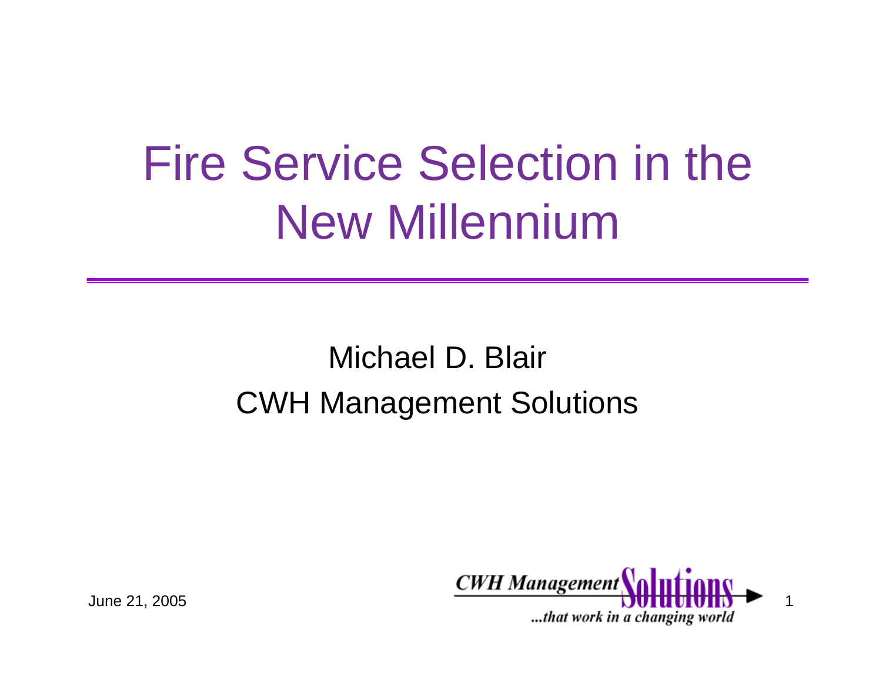# Fire Service Selection in the New Millennium

Michael D. Blair

CWH Management Solutions

June 21, 2005

CWH Management Solutions

...that work in a changing world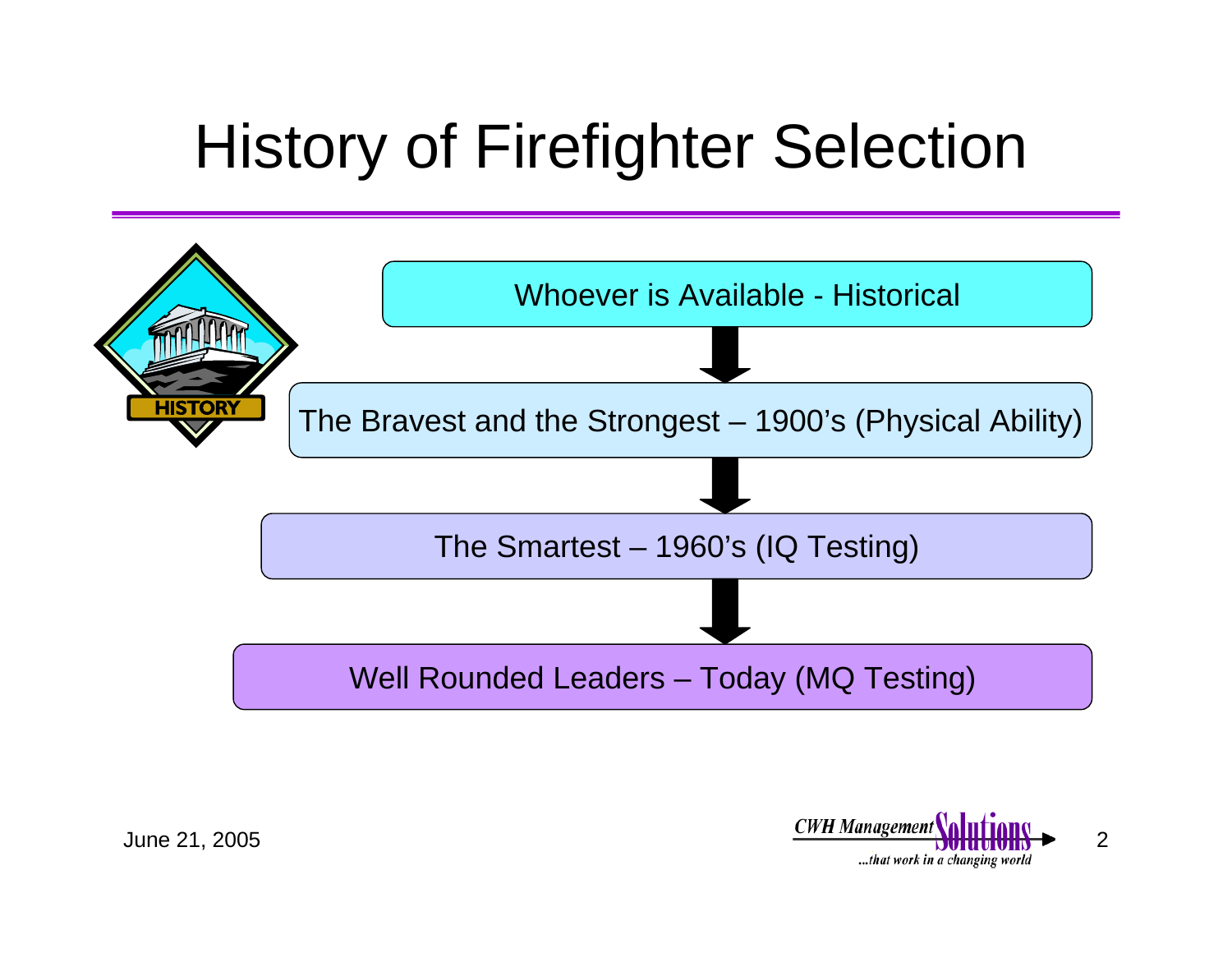# History of Firefighter Selection

- Whoever is Available - Historical
- The Bravest and the Strongest – 1900's (Physical Ability)
- The Smartest – 1960's (IQ Testing)
- Well Rounded Leaders – Today (MQ Testing)

June 21, 2005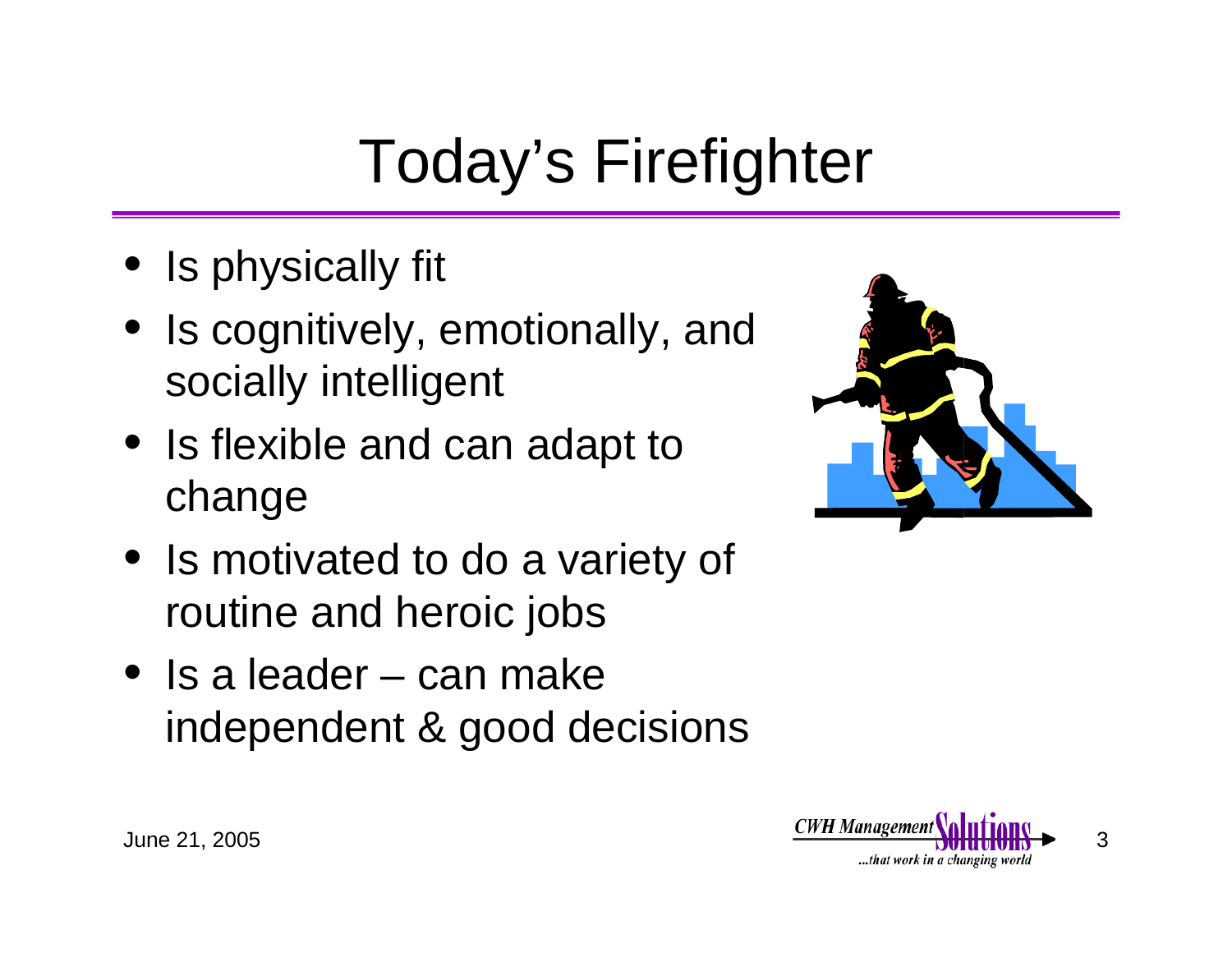# Today's Firefighter

- Is physically fit
- Is cognitively, emotionally, and socially intelligent
- Is flexible and can adapt to change
- Is motivated to do a variety of routine and heroic jobs
- Is a leader – can make independent & good decisions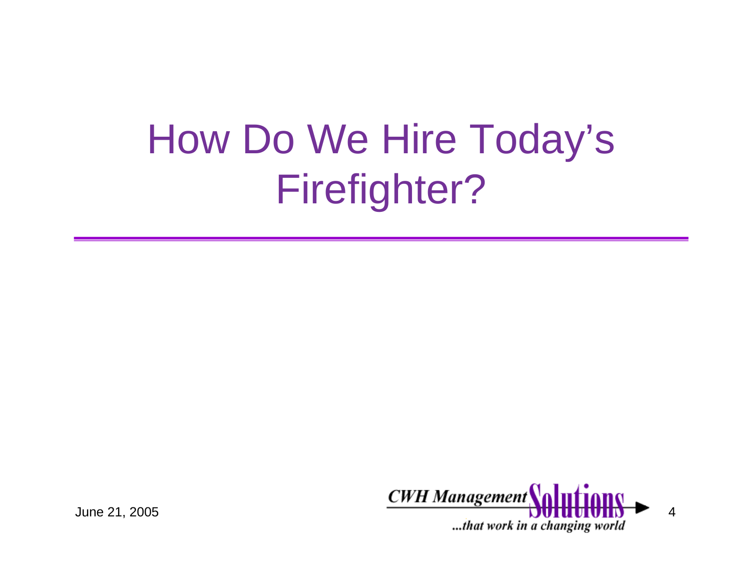# How Do We Hire Today's Firefighter?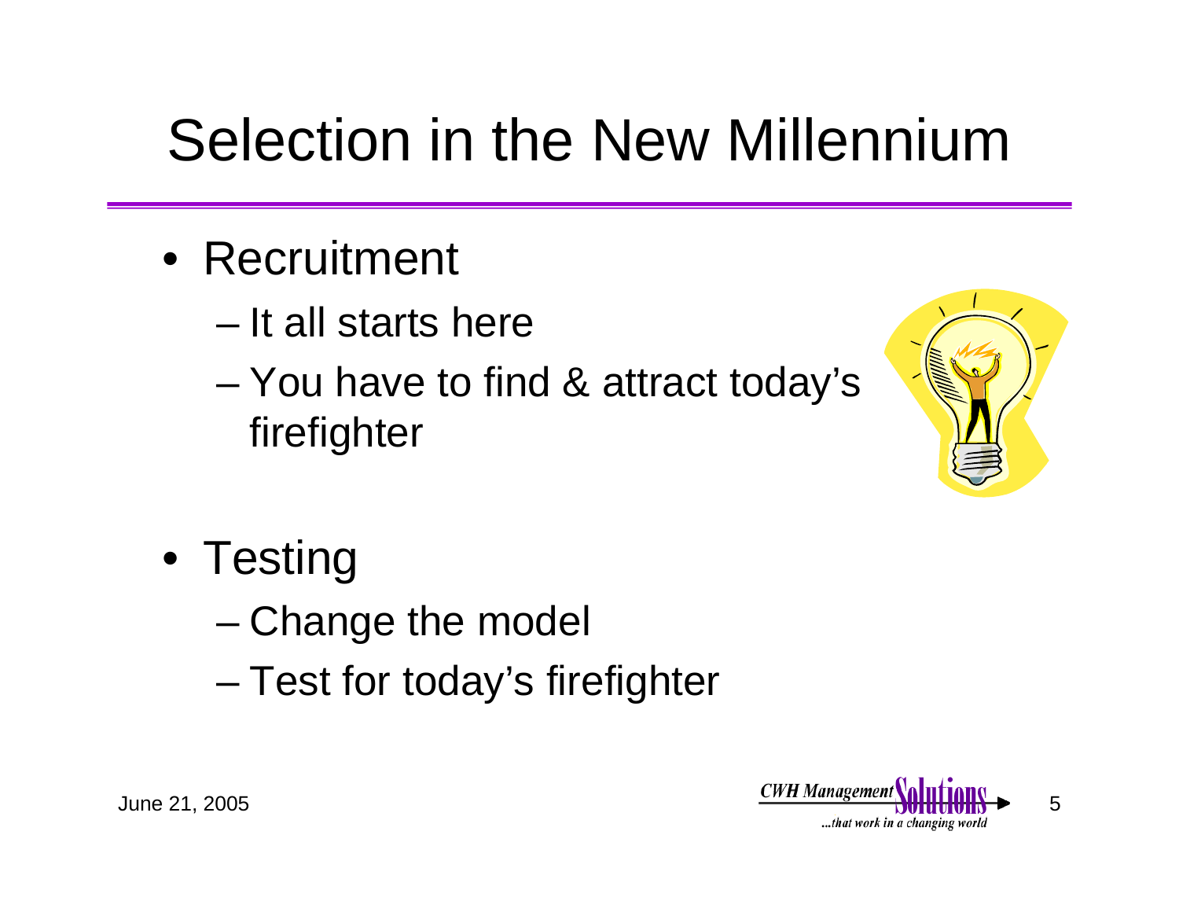# Selection in the New Millennium

- Recruitment
  - It all starts here
  - You have to find & attract today's firefighter

- Testing
  - Change the model
  - Test for today's firefighter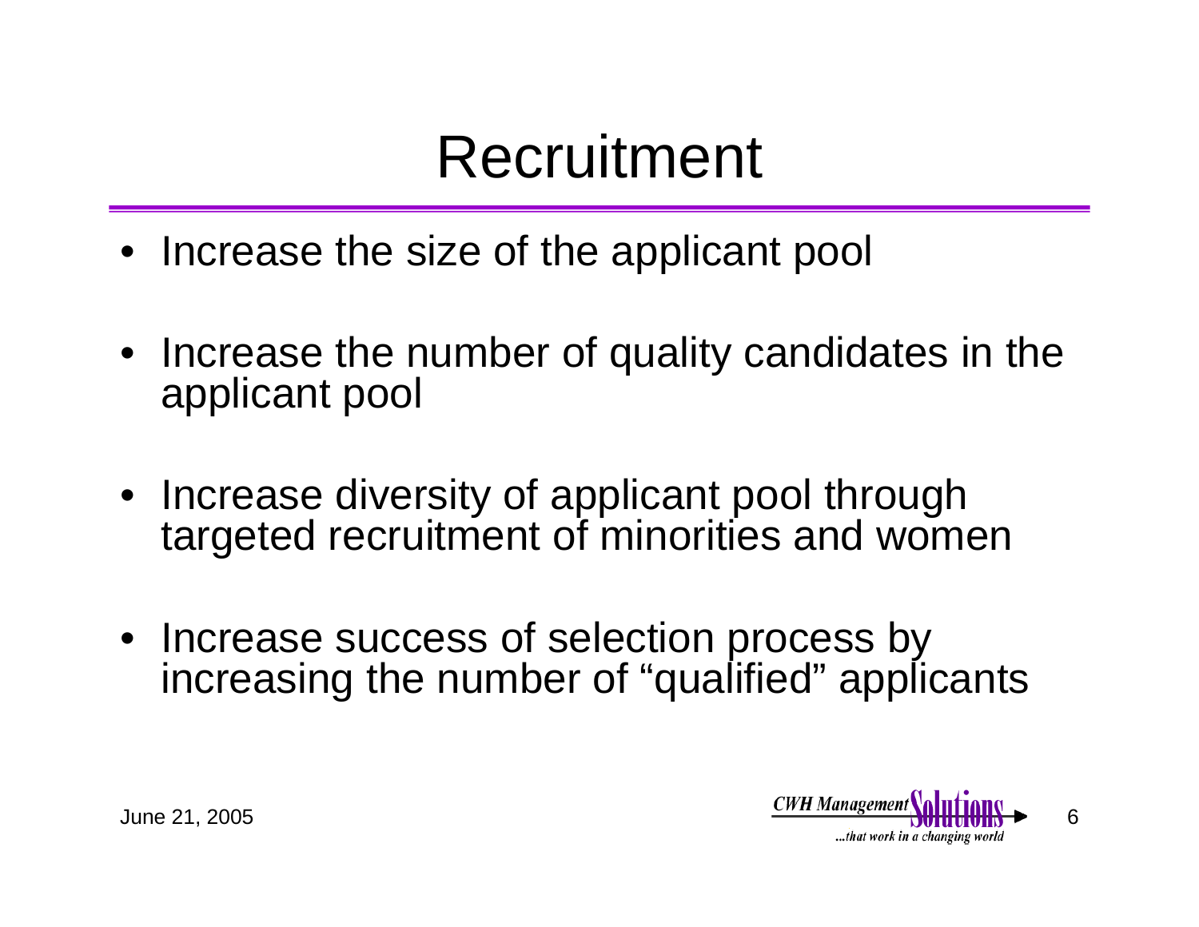# Recruitment

- Increase the size of the applicant pool
- Increase the number of quality candidates in the applicant pool
- Increase diversity of applicant pool through targeted recruitment of minorities and women
- Increase success of selection process by increasing the number of "qualified" applicants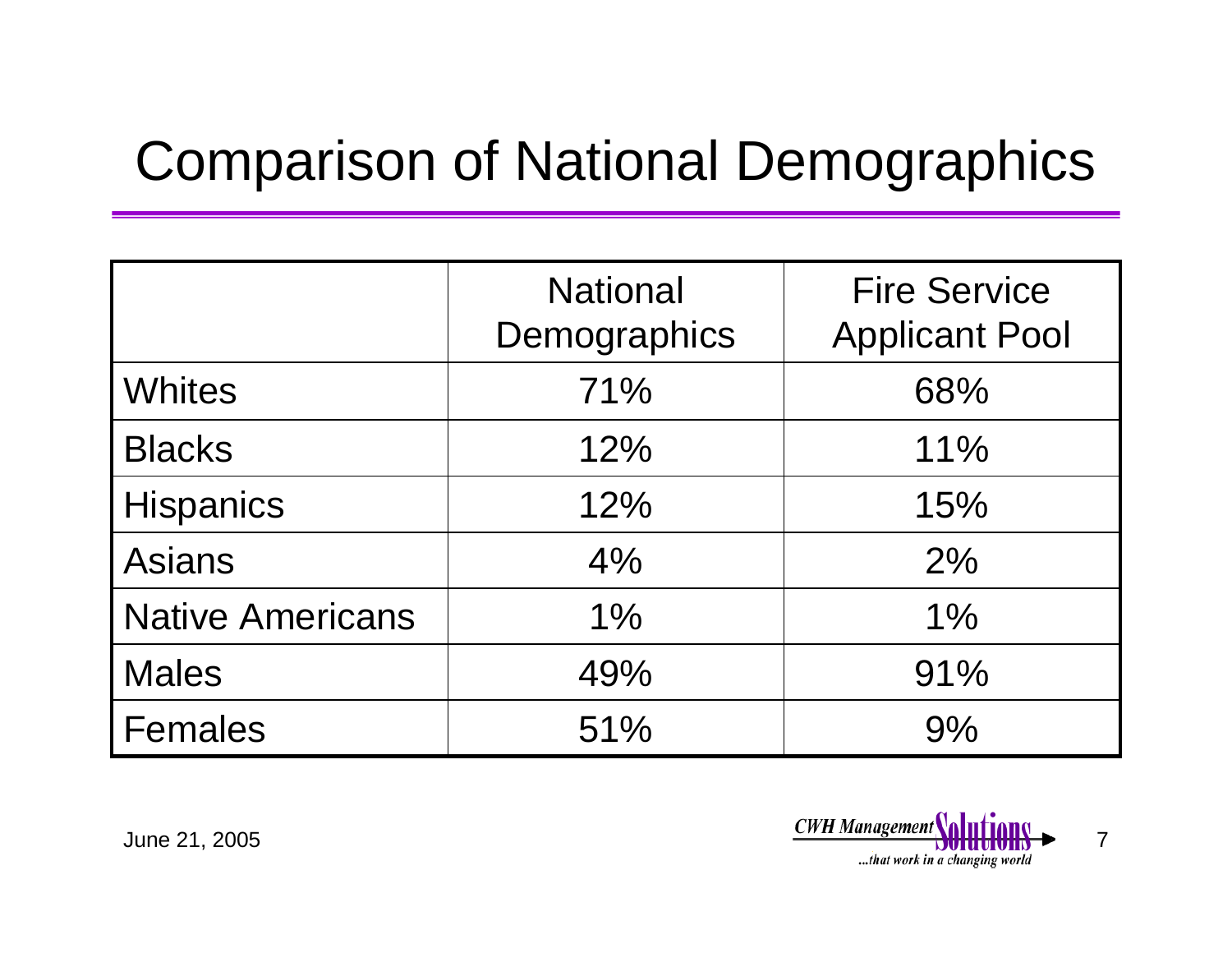# Comparison of National Demographics

| | National Demographics | Fire Service Applicant Pool |
|---|---|---|
| Whites | 71% | 68% |
| Blacks | 12% | 11% |
| Hispanics | 12% | 15% |
| Asians | 4% | 2% |
| Native Americans | 1% | 1% |
| Males | 49% | 91% |
| Females | 51% | 9% |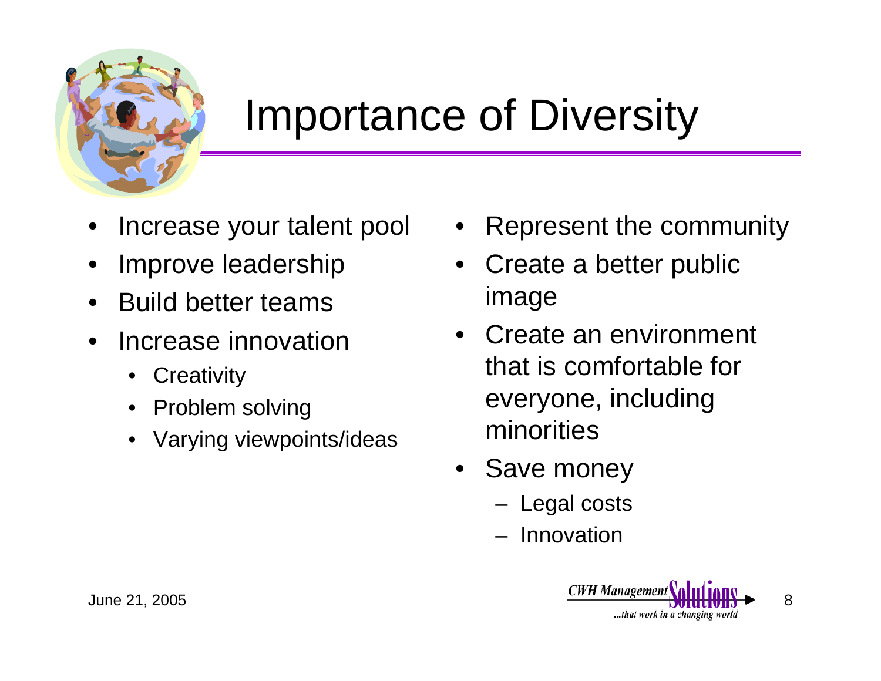# Importance of Diversity

- Increase your talent pool
- Improve leadership
- Build better teams
- Increase innovation
  - Creativity
  - Problem solving
  - Varying viewpoints/ideas
- Represent the community
- Create a better public image
- Create an environment that is comfortable for everyone, including minorities
- Save money
  - Legal costs
  - Innovation

June 21, 2005

CWH Management Solutions ...that work in a changing world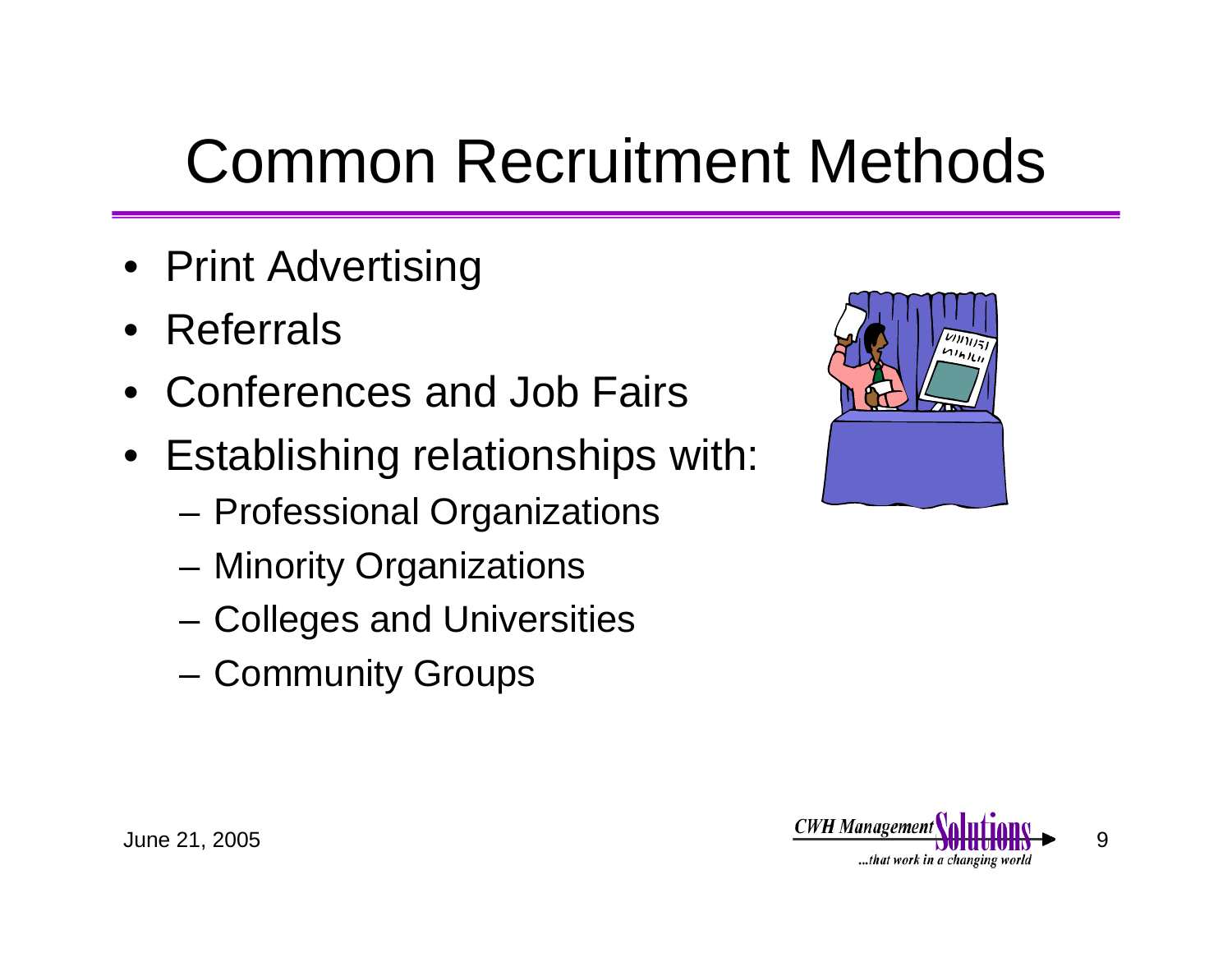# Common Recruitment Methods

- Print Advertising
- Referrals
- Conferences and Job Fairs
- Establishing relationships with:
  - Professional Organizations
  - Minority Organizations
  - Colleges and Universities
  - Community Groups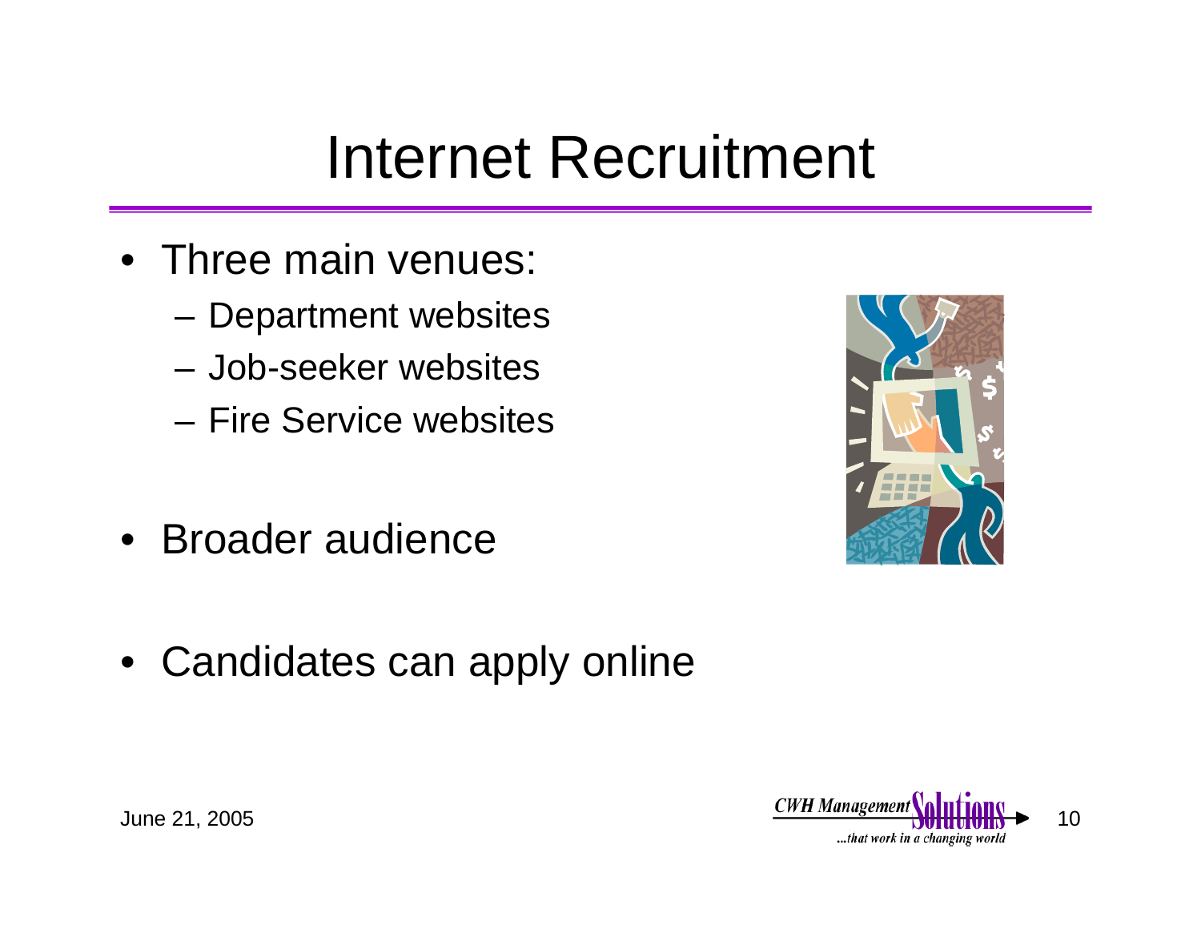# Internet Recruitment

- Three main venues:
  - Department websites
  - Job-seeker websites
  - Fire Service websites
- Broader audience
- Candidates can apply online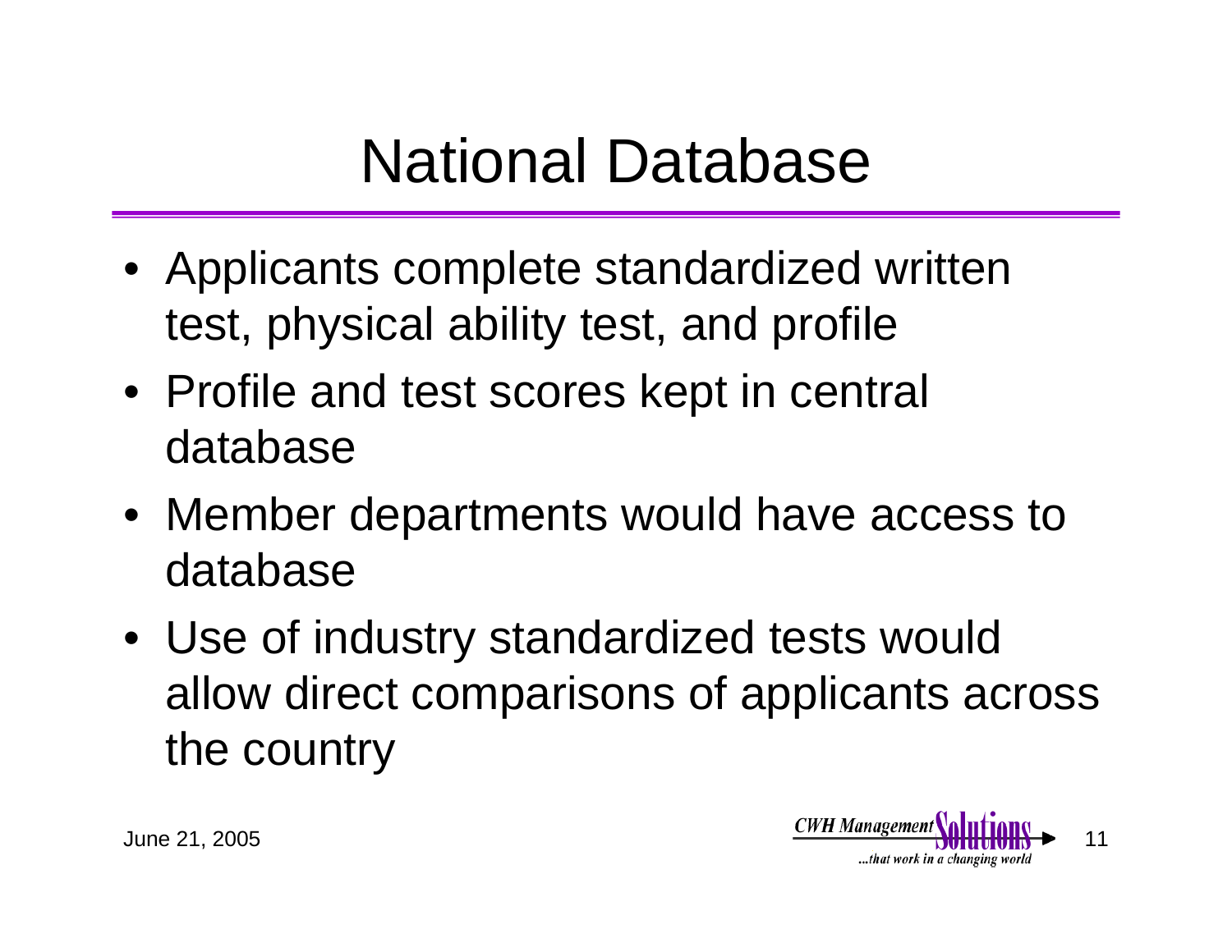# National Database

- Applicants complete standardized written test, physical ability test, and profile
- Profile and test scores kept in central database
- Member departments would have access to database
- Use of industry standardized tests would allow direct comparisons of applicants across the country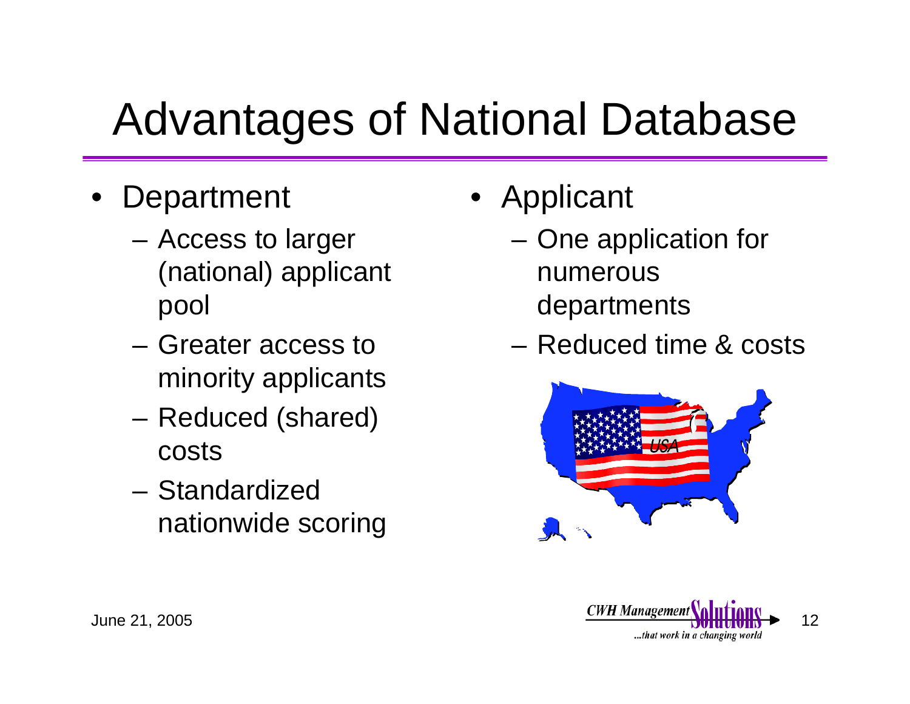# Advantages of National Database

- Department
  - Access to larger (national) applicant pool
  - Greater access to minority applicants
  - Reduced (shared) costs
  - Standardized nationwide scoring
- Applicant
  - One application for numerous departments
  - Reduced time & costs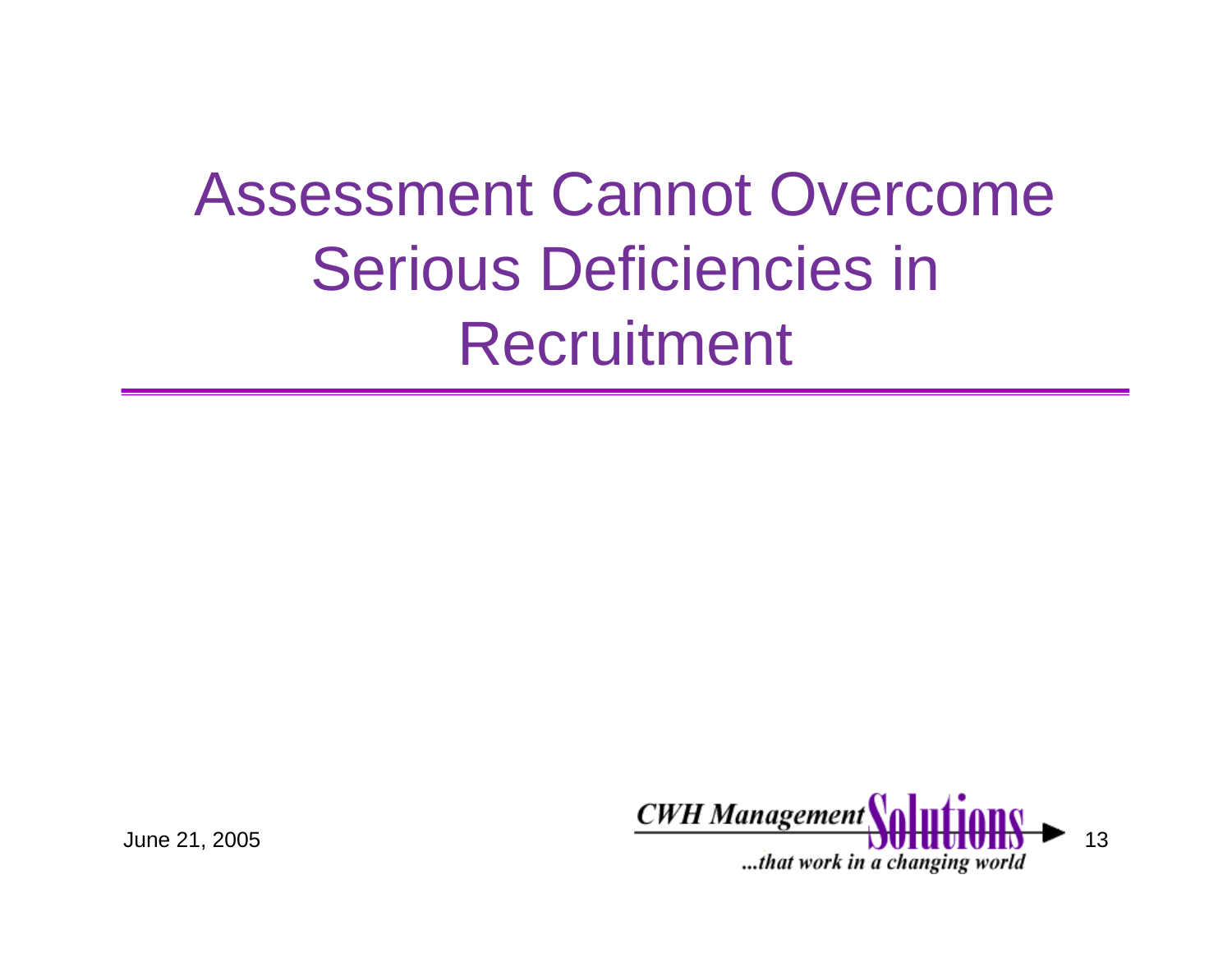# Assessment Cannot Overcome Serious Deficiencies in Recruitment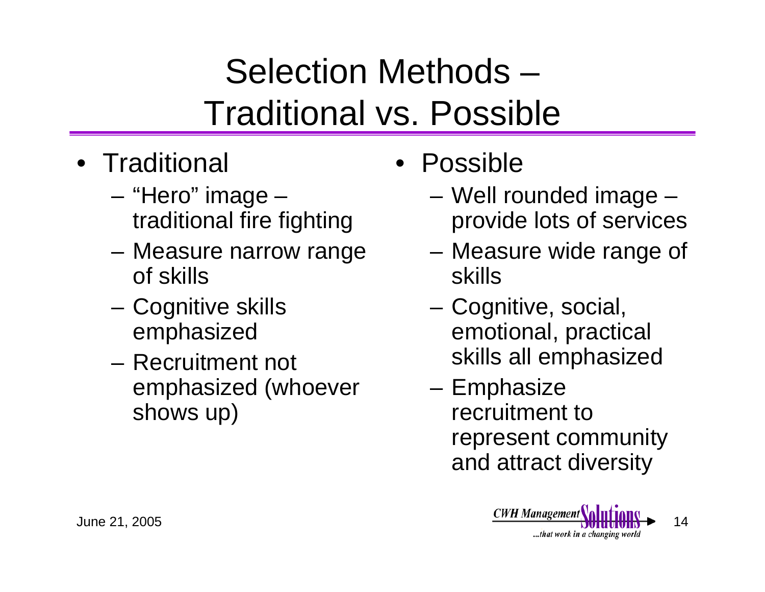# Selection Methods – Traditional vs. Possible

- Traditional
  - "Hero" image – traditional fire fighting
  - Measure narrow range of skills
  - Cognitive skills emphasized
  - Recruitment not emphasized (whoever shows up)
- Possible
  - Well rounded image – provide lots of services
  - Measure wide range of skills
  - Cognitive, social, emotional, practical skills all emphasized
  - Emphasize recruitment to represent community and attract diversity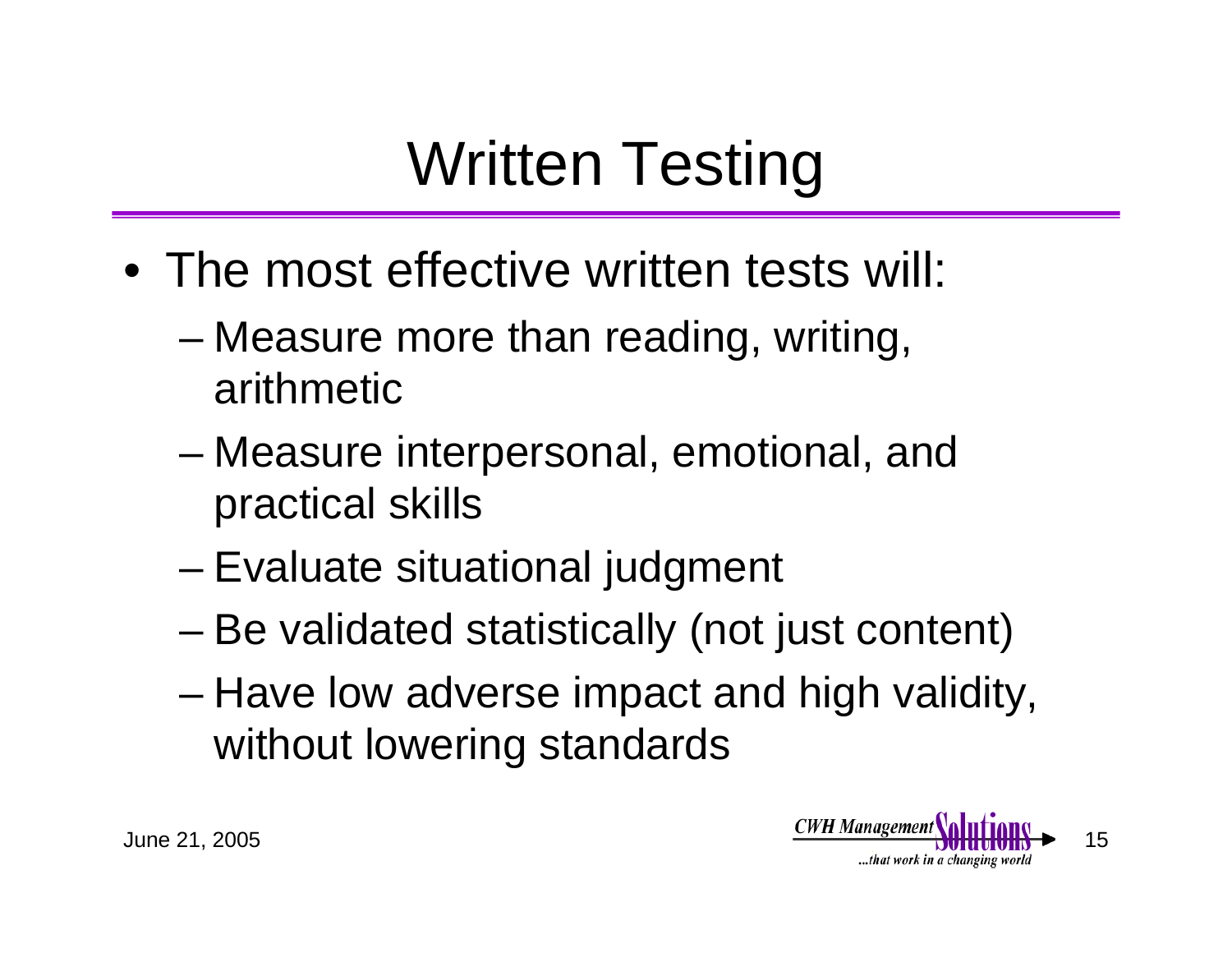# Written Testing

- The most effective written tests will:
  - Measure more than reading, writing, arithmetic
  - Measure interpersonal, emotional, and practical skills
  - Evaluate situational judgment
  - Be validated statistically (not just content)
  - Have low adverse impact and high validity, without lowering standards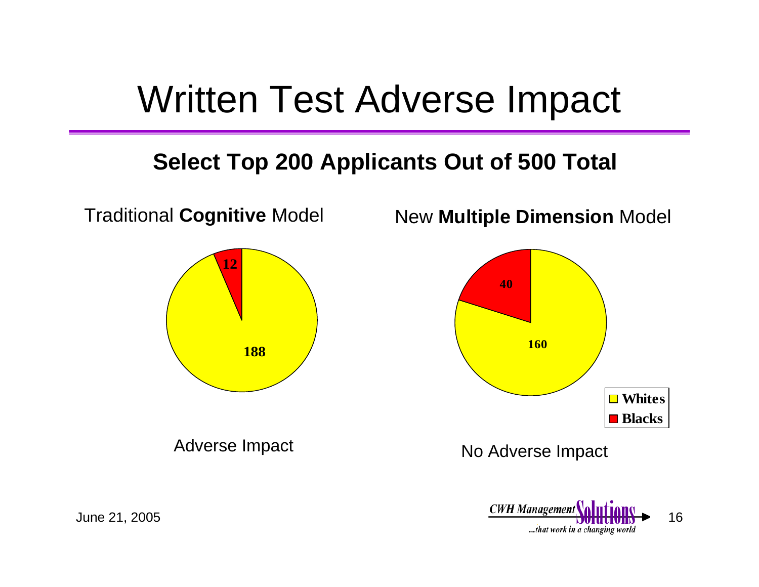# Written Test Adverse Impact

## Select Top 200 Applicants Out of 500 Total

Traditional **Cognitive** Model

| | Count |
|---|---|
| Whites | 188 |
| Blacks | 12 |

Adverse Impact

New **Multiple Dimension** Model

| | Count |
|---|---|
| Whites | 160 |
| Blacks | 40 |

No Adverse Impact

June 21, 2005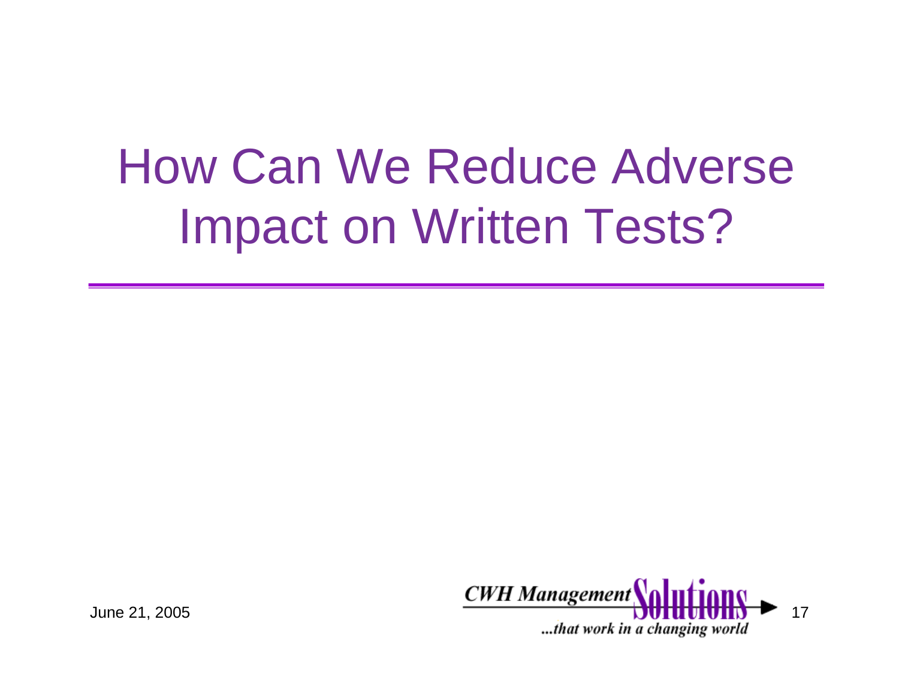# How Can We Reduce Adverse Impact on Written Tests?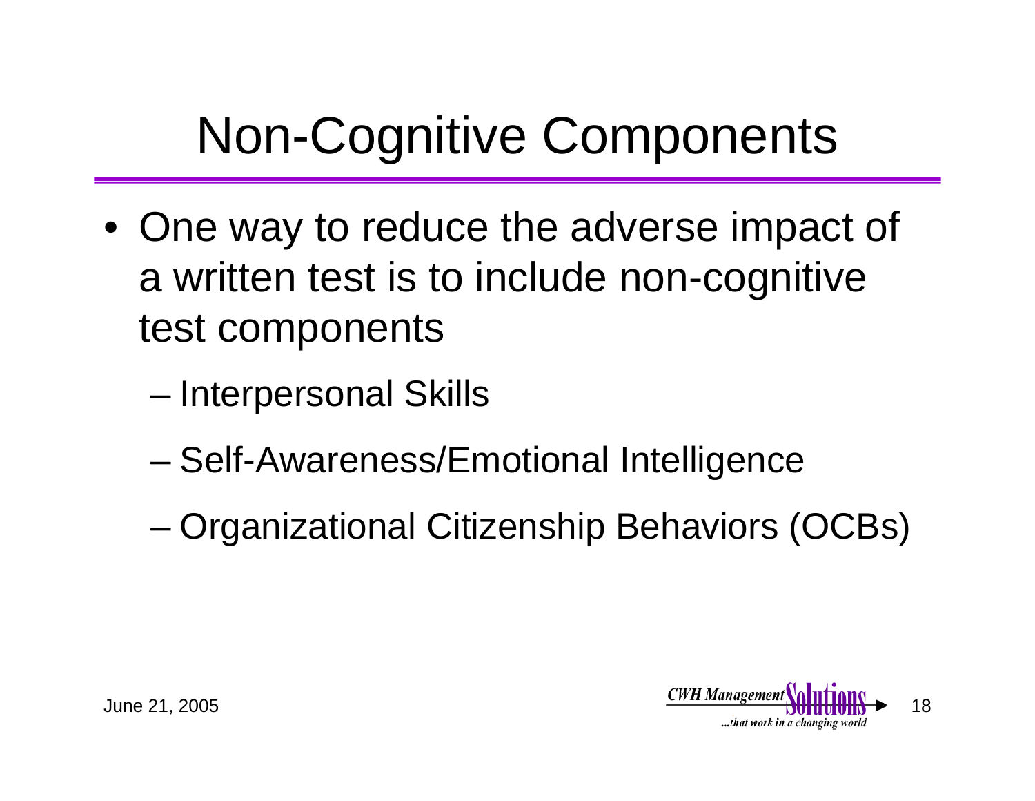# Non-Cognitive Components

- One way to reduce the adverse impact of a written test is to include non-cognitive test components
  - Interpersonal Skills
  - Self-Awareness/Emotional Intelligence
  - Organizational Citizenship Behaviors (OCBs)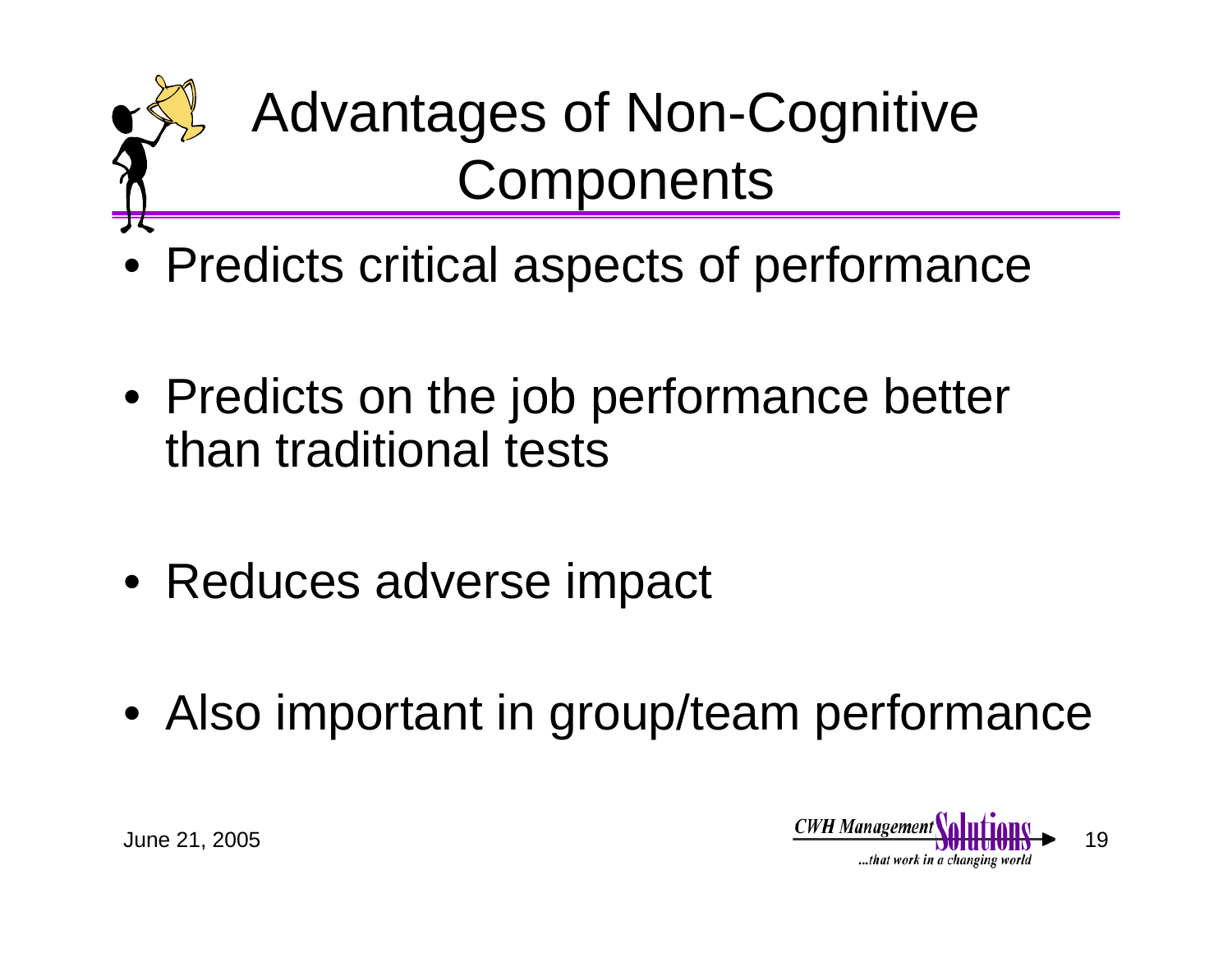# Advantages of Non-Cognitive Components

- Predicts critical aspects of performance
- Predicts on the job performance better than traditional tests
- Reduces adverse impact
- Also important in group/team performance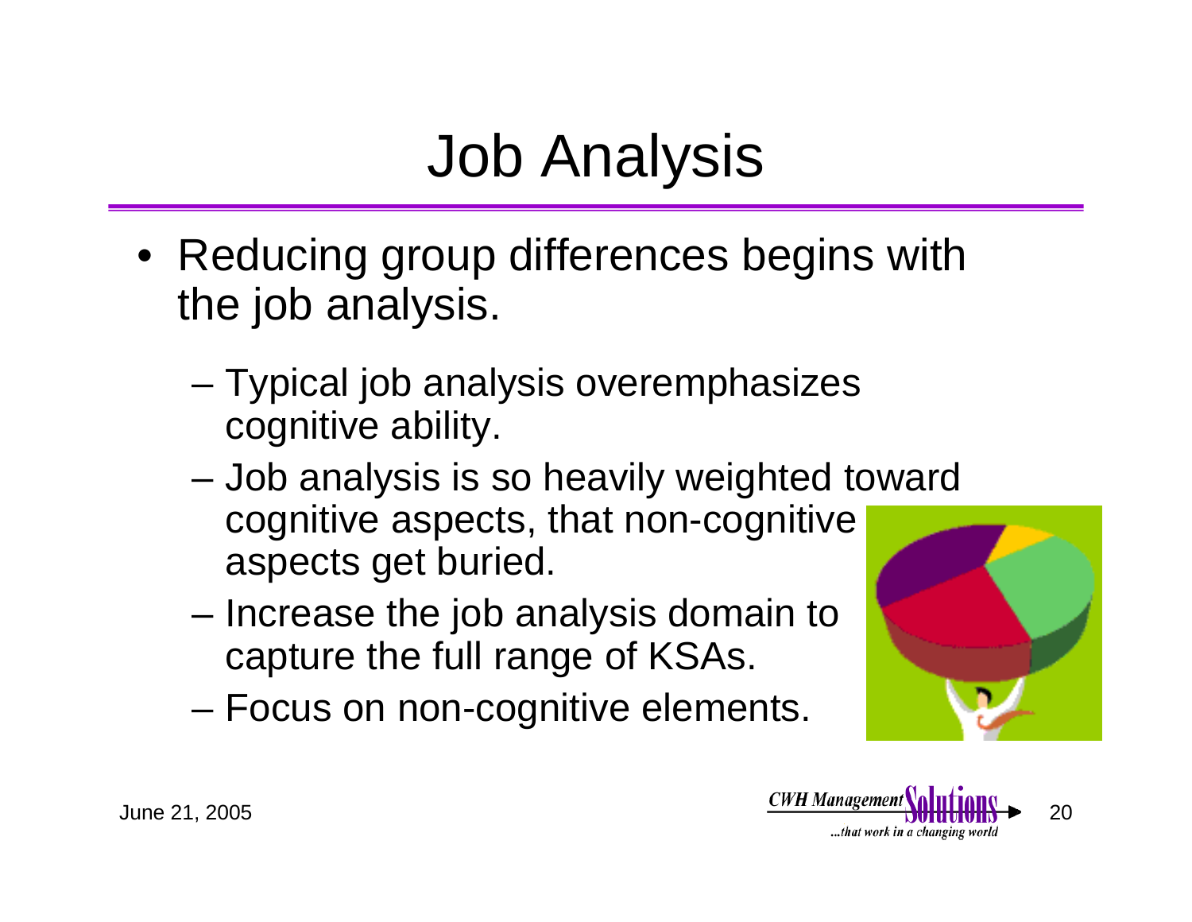# Job Analysis

- Reducing group differences begins with the job analysis.
  - Typical job analysis overemphasizes cognitive ability.
  - Job analysis is so heavily weighted toward cognitive aspects, that non-cognitive aspects get buried.
  - Increase the job analysis domain to capture the full range of KSAs.
  - Focus on non-cognitive elements.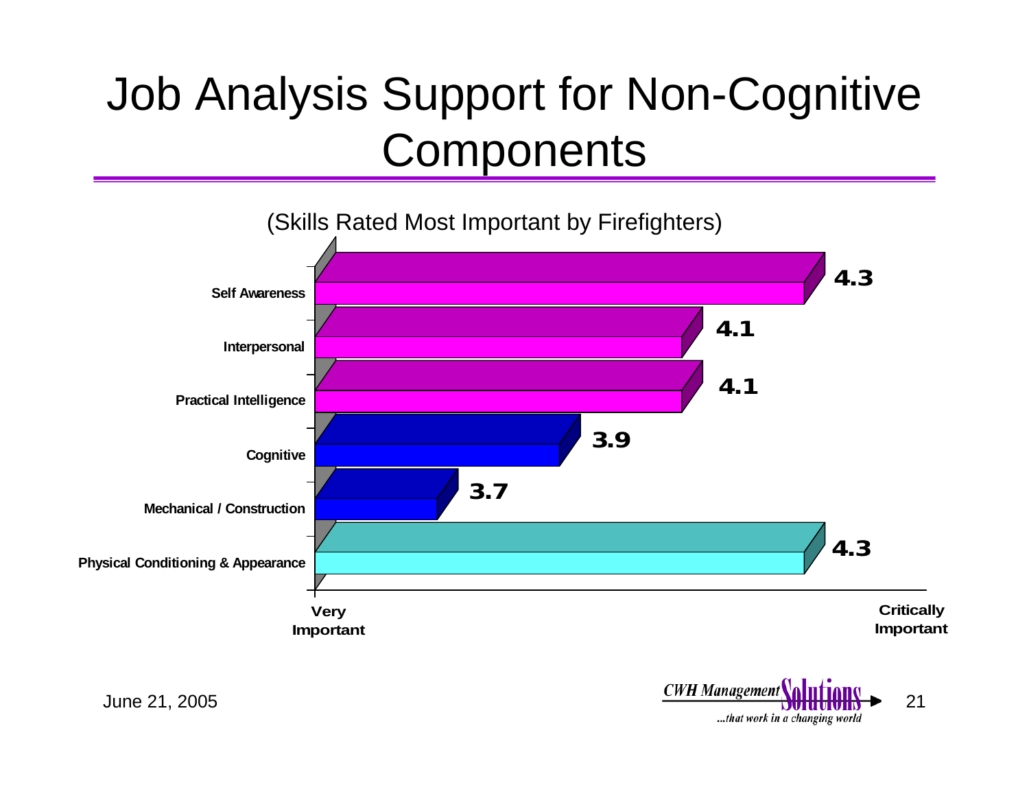# Job Analysis Support for Non-Cognitive Components

(Skills Rated Most Important by Firefighters)

| Skill | Rating |
| --- | --- |
| Self Awareness | 4.3 |
| Interpersonal | 4.1 |
| Practical Intelligence | 4.1 |
| Cognitive | 3.9 |
| Mechanical / Construction | 3.7 |
| Physical Conditioning & Appearance | 4.3 |

Scale: Very Important — Critically Important

June 21, 2005

CWH Management Solutions ...that work in a changing world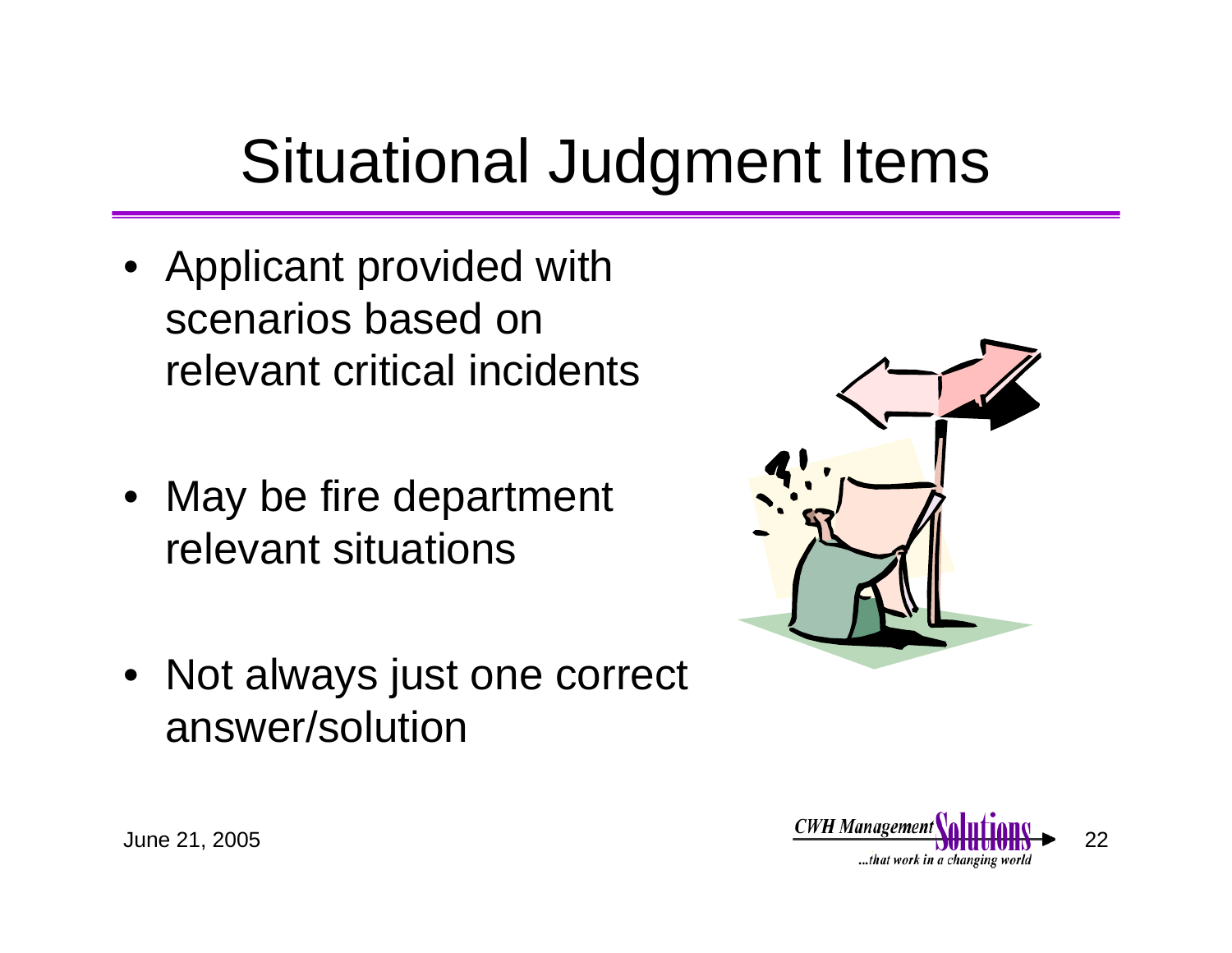# Situational Judgment Items

- Applicant provided with scenarios based on relevant critical incidents
- May be fire department relevant situations
- Not always just one correct answer/solution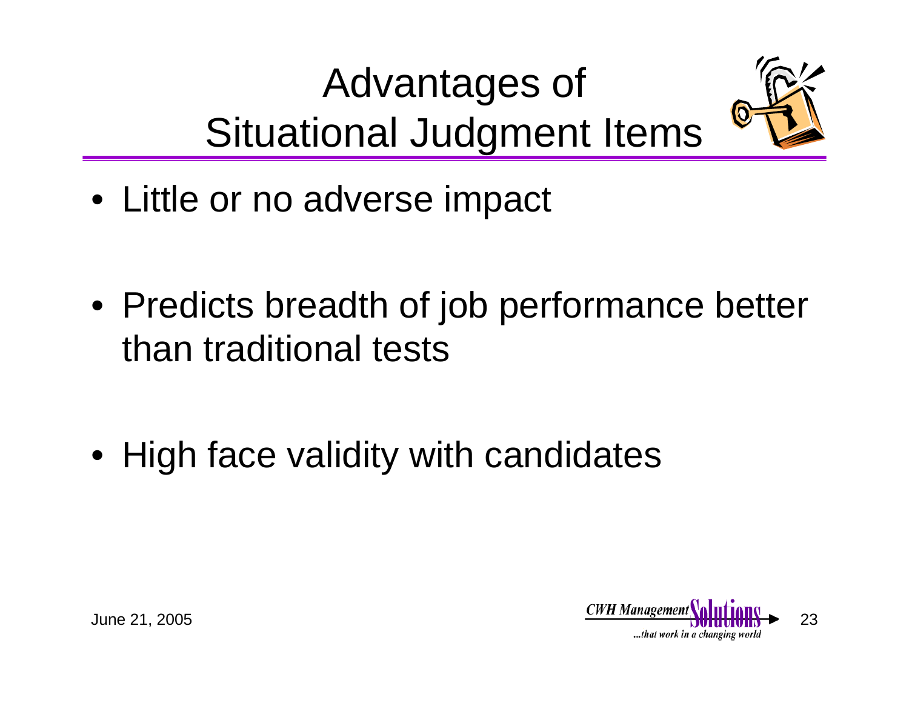# Advantages of Situational Judgment Items

- Little or no adverse impact
- Predicts breadth of job performance better than traditional tests
- High face validity with candidates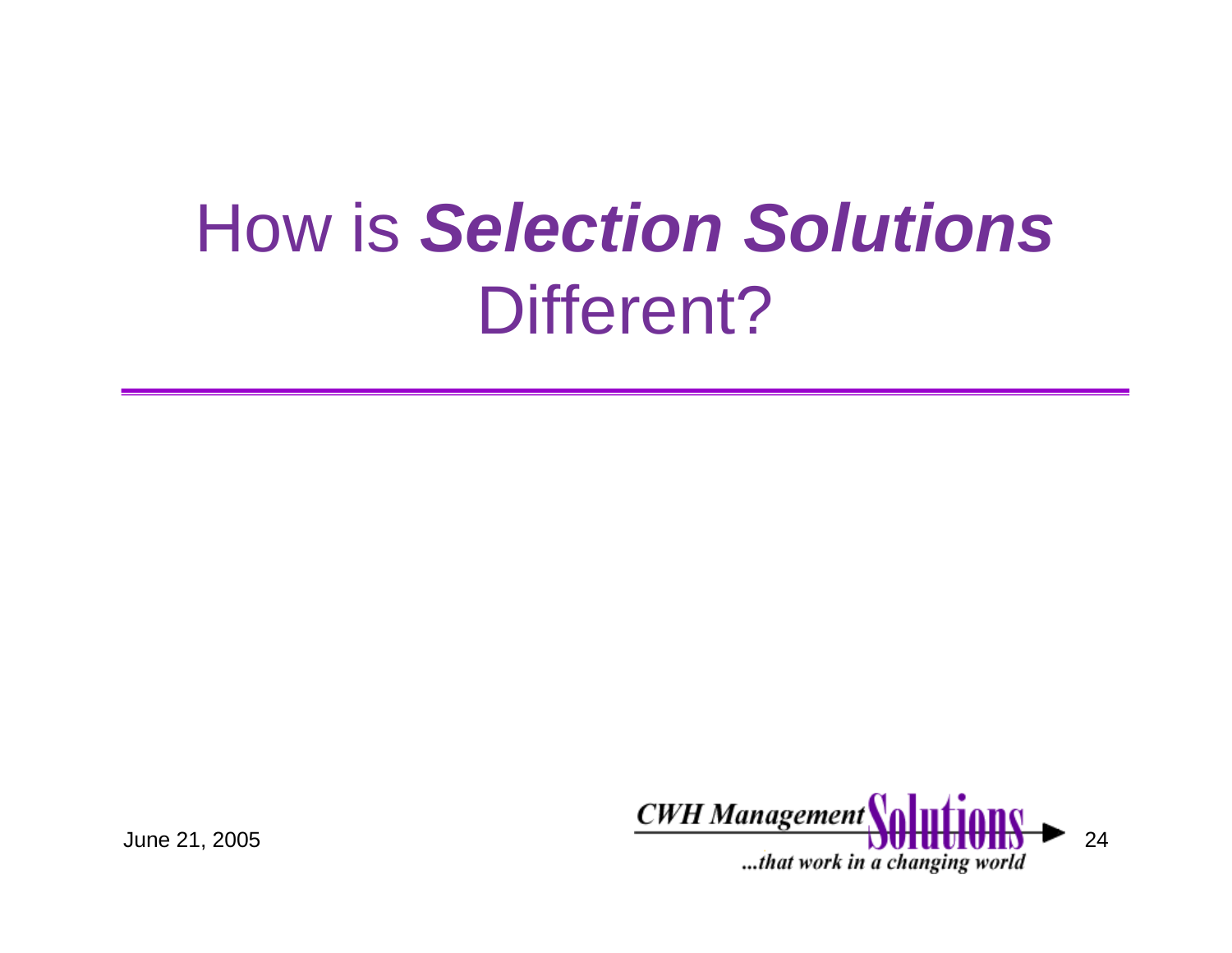# How is ***Selection Solutions*** Different?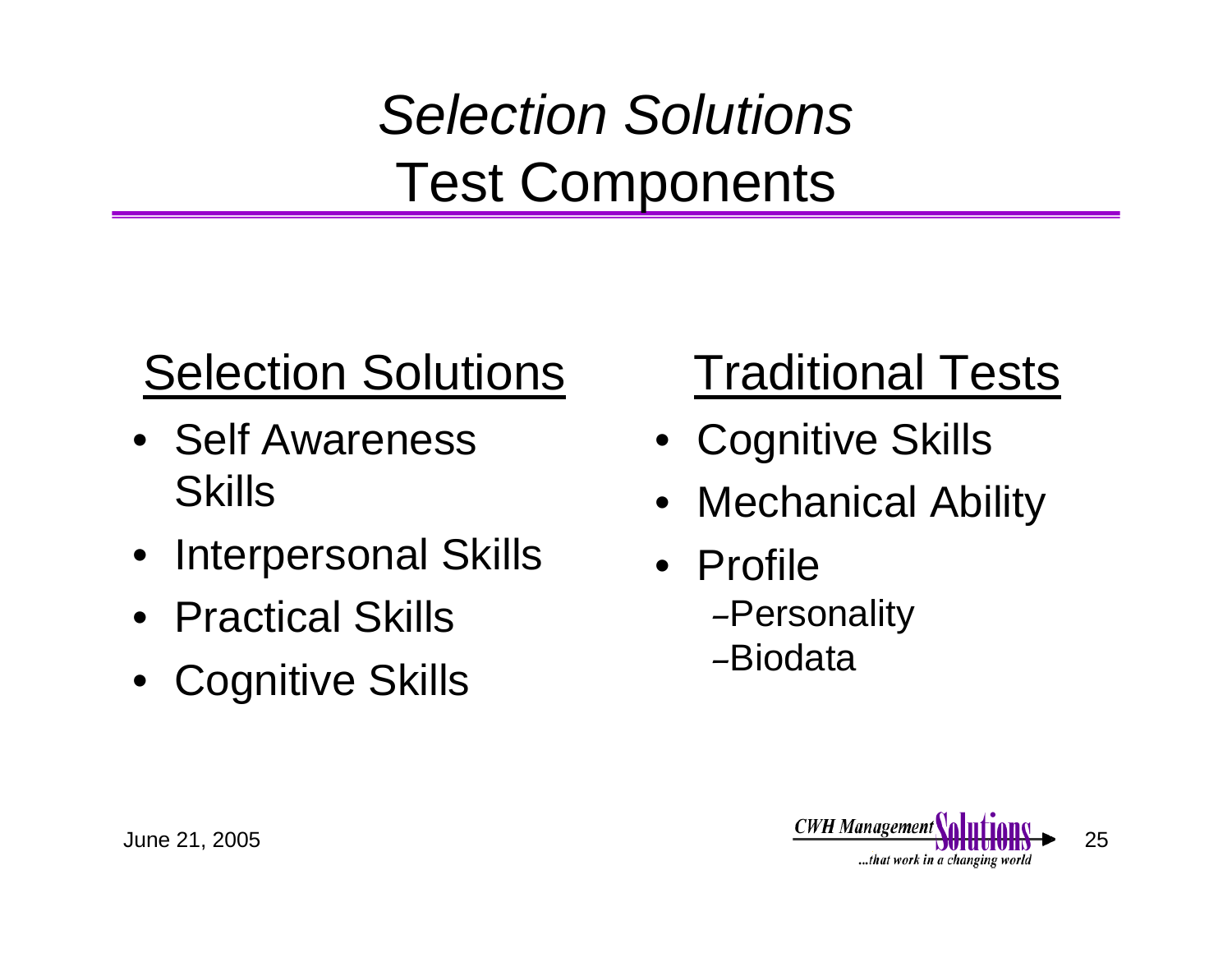# *Selection Solutions* Test Components

## Selection Solutions

- Self Awareness Skills
- Interpersonal Skills
- Practical Skills
- Cognitive Skills

## Traditional Tests

- Cognitive Skills
- Mechanical Ability
- Profile
  - Personality
  - Biodata

June 21, 2005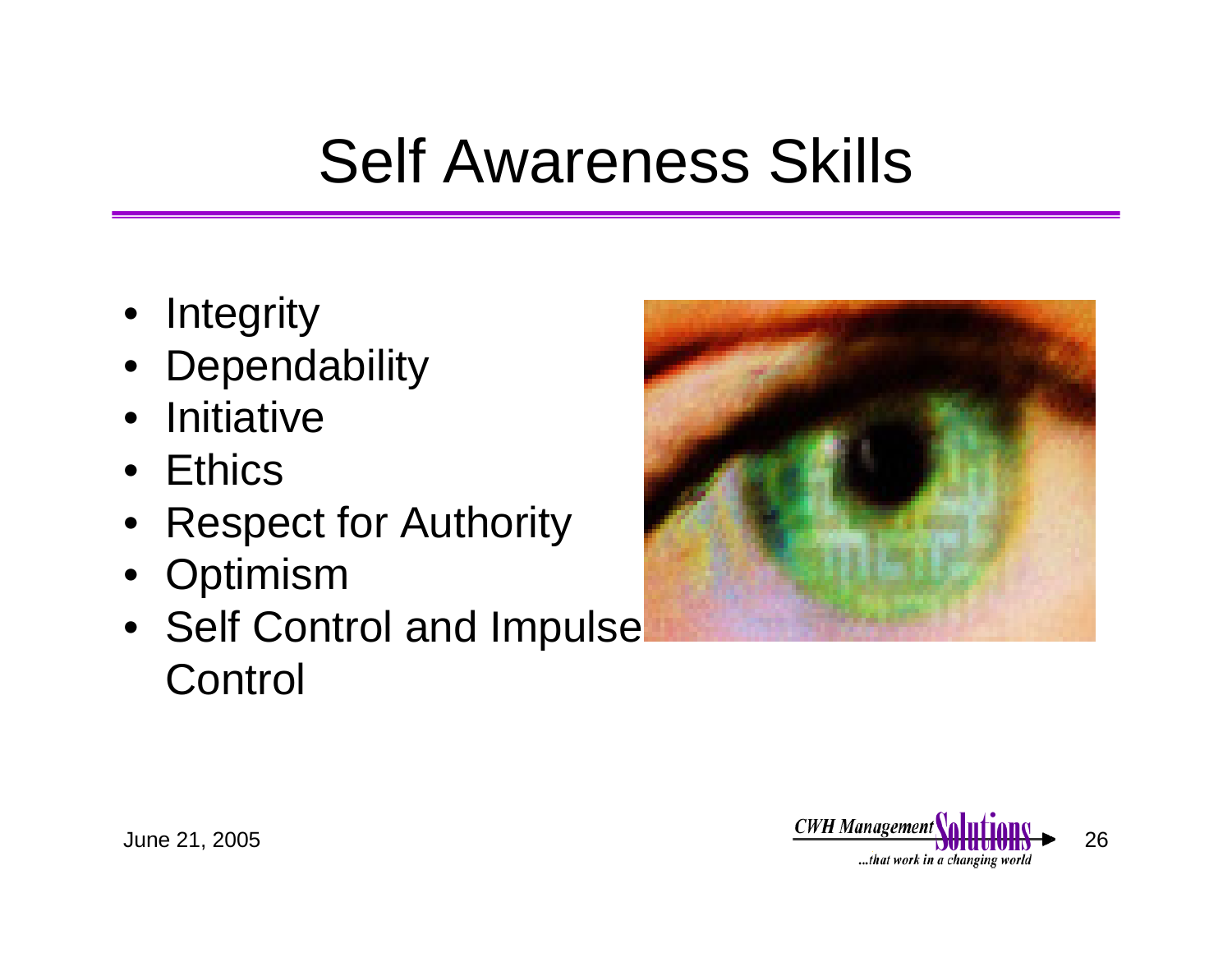# Self Awareness Skills

- Integrity
- Dependability
- Initiative
- Ethics
- Respect for Authority
- Optimism
- Self Control and Impulse Control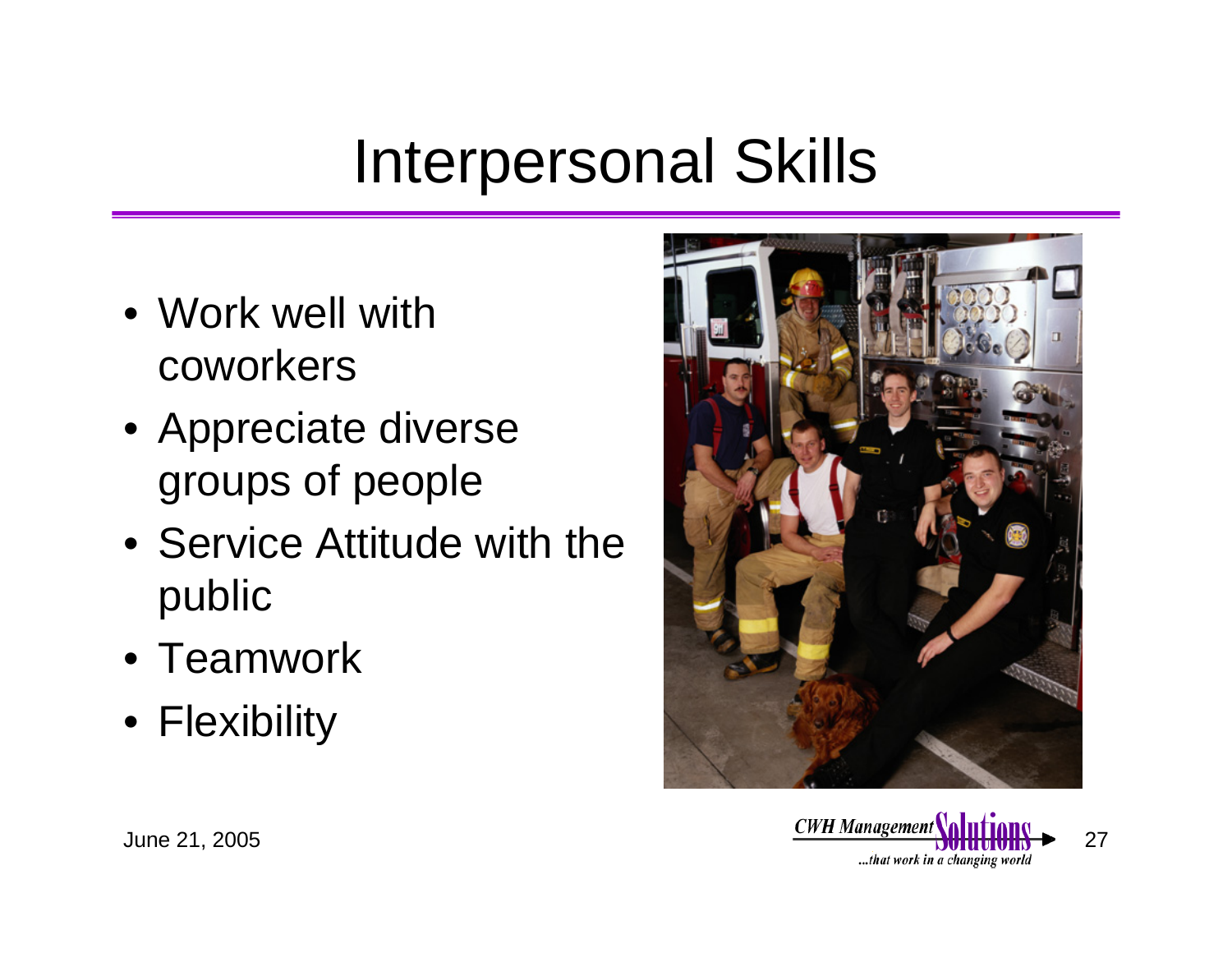# Interpersonal Skills

- Work well with coworkers
- Appreciate diverse groups of people
- Service Attitude with the public
- Teamwork
- Flexibility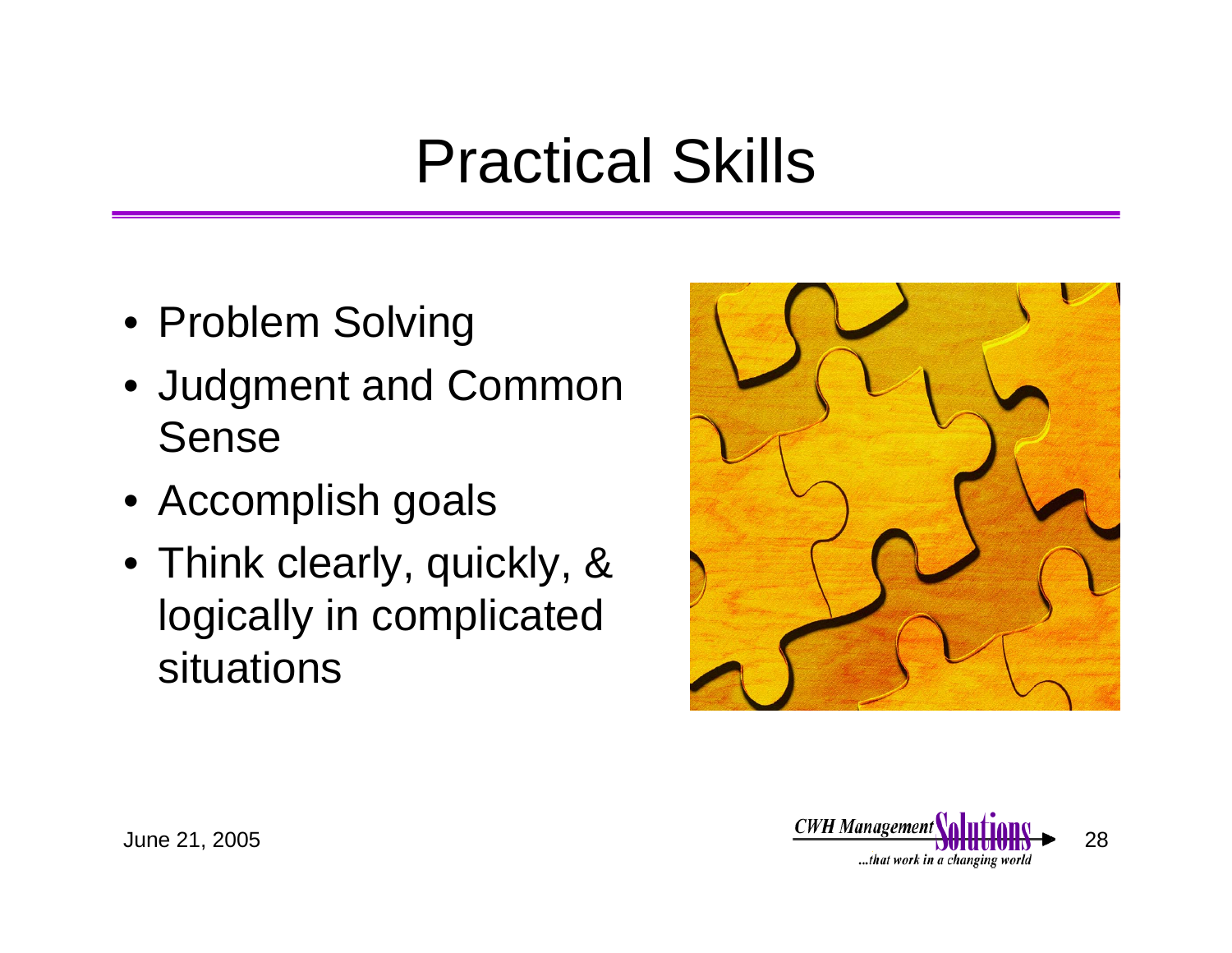# Practical Skills

- Problem Solving
- Judgment and Common Sense
- Accomplish goals
- Think clearly, quickly, & logically in complicated situations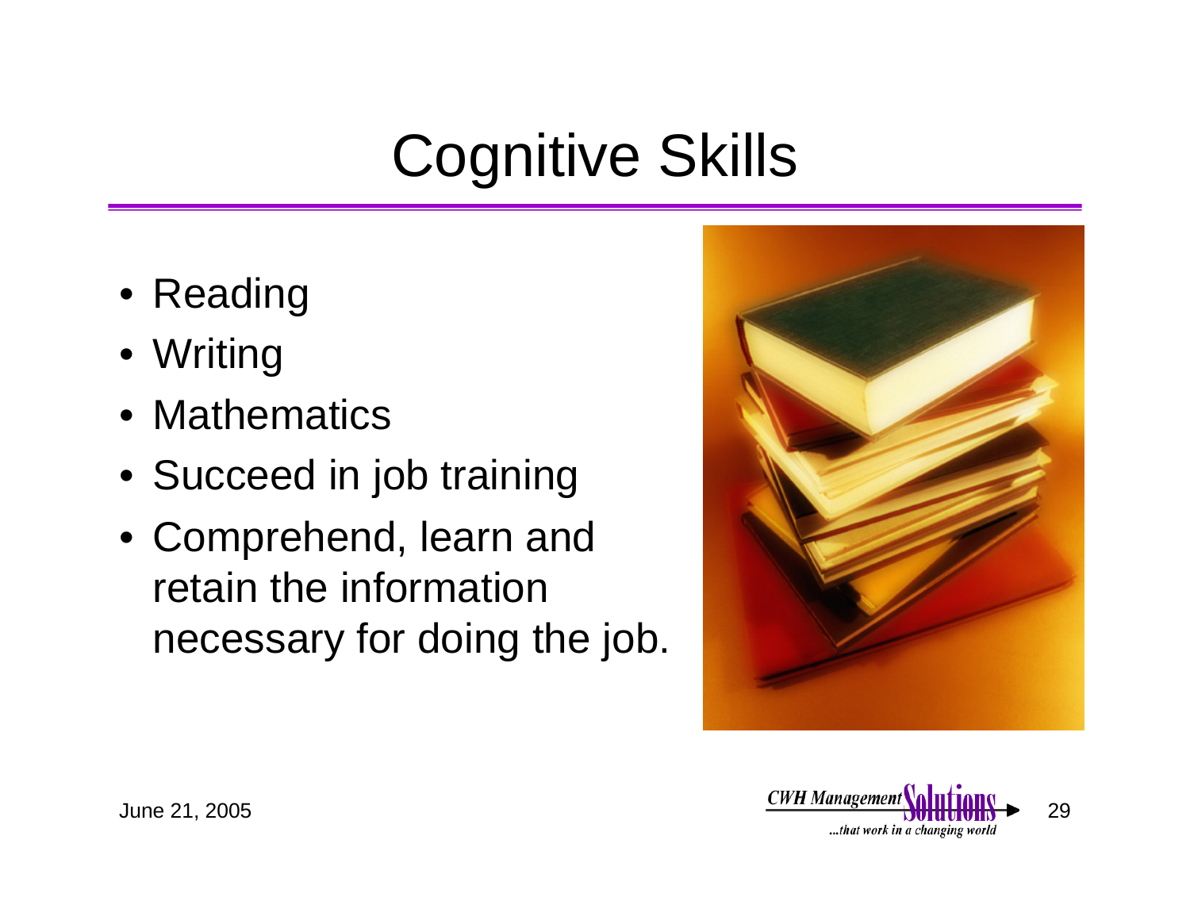# Cognitive Skills

- Reading
- Writing
- Mathematics
- Succeed in job training
- Comprehend, learn and retain the information necessary for doing the job.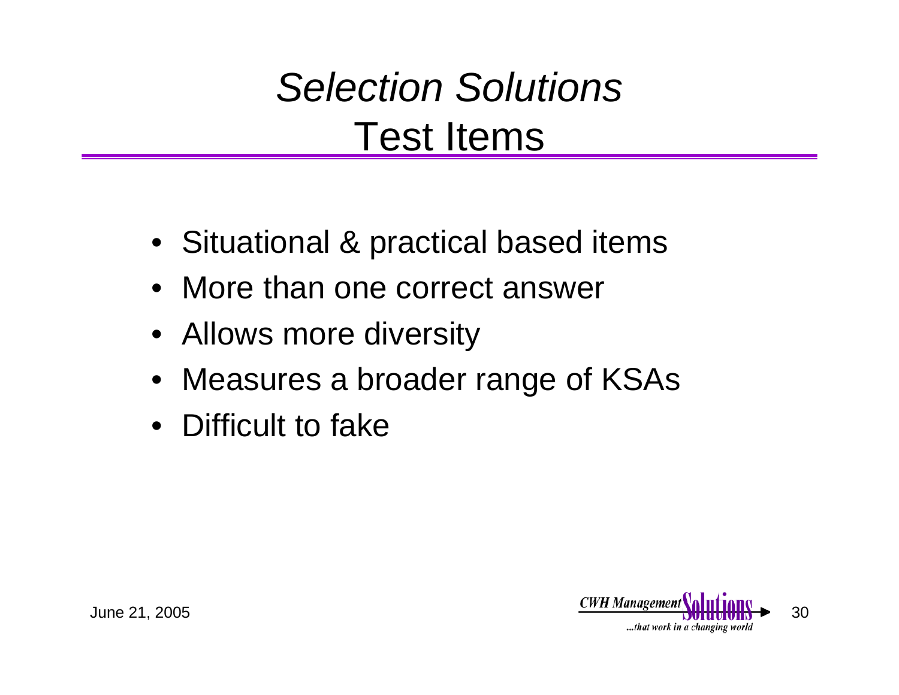# *Selection Solutions*
## Test Items

- Situational & practical based items
- More than one correct answer
- Allows more diversity
- Measures a broader range of KSAs
- Difficult to fake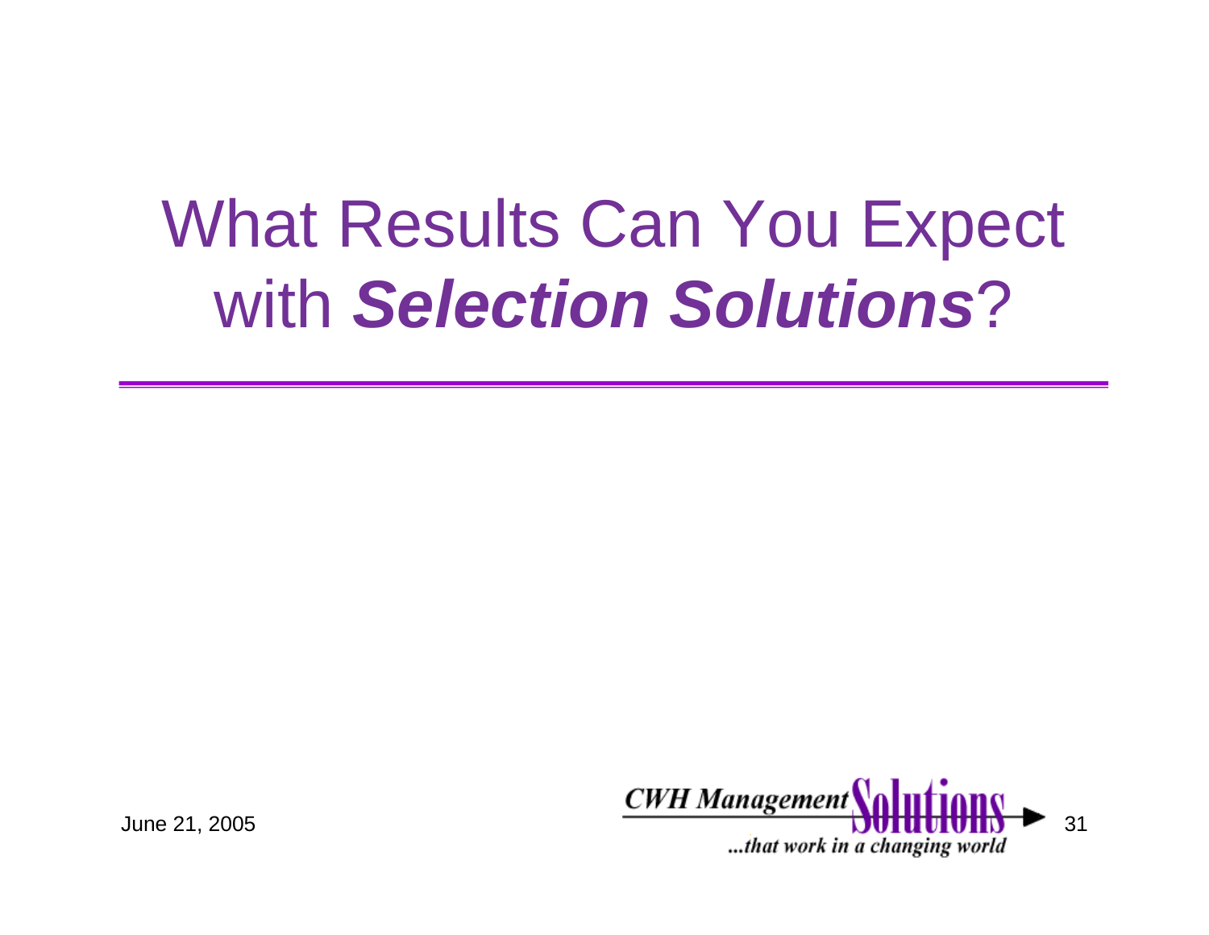# What Results Can You Expect with ***Selection Solutions***?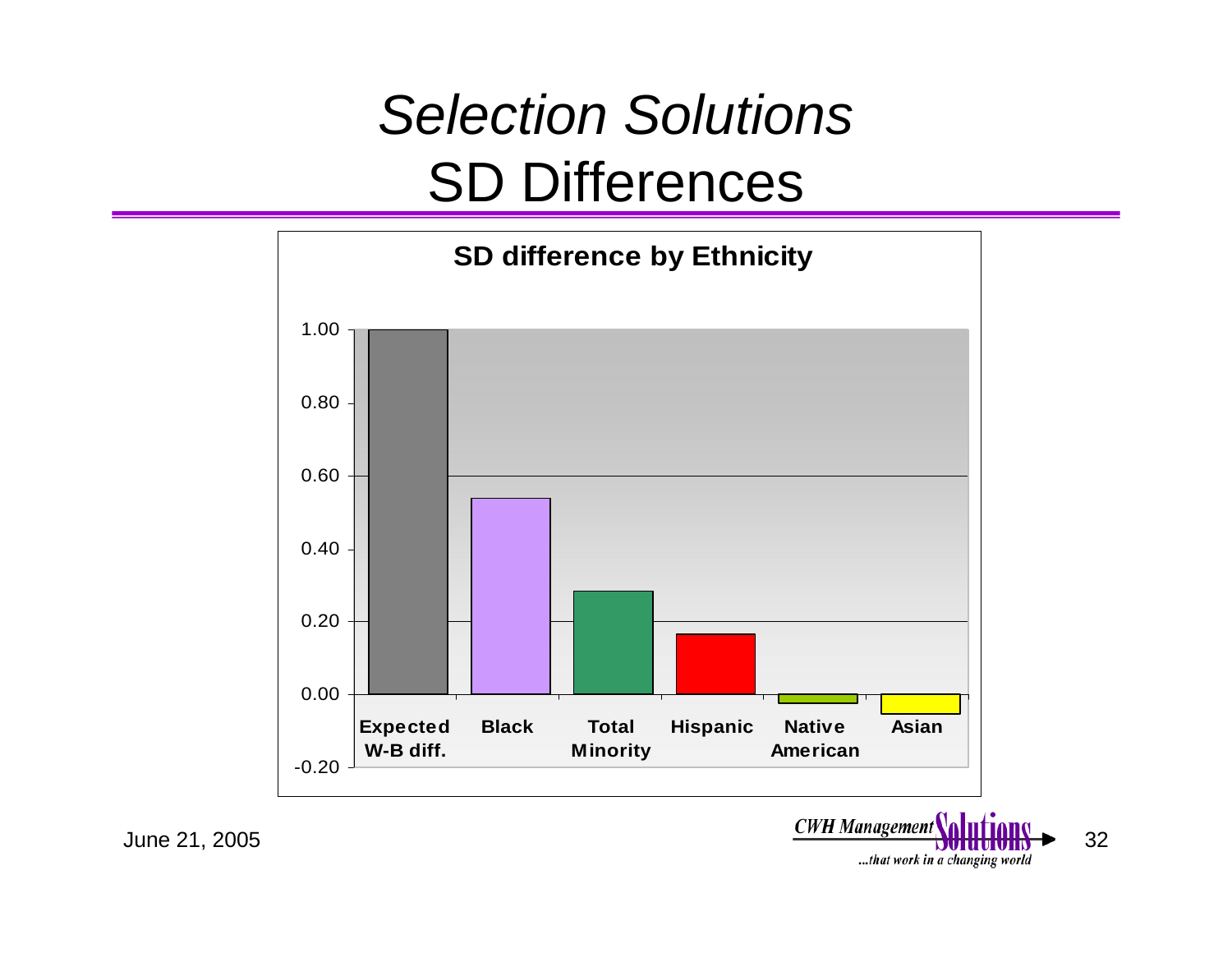# *Selection Solutions*
# SD Differences

**SD difference by Ethnicity**

| | Expected W-B diff. | Black | Total Minority | Hispanic | Native American | Asian |
|---|---|---|---|---|---|---|

Y-axis: -0.20, 0.00, 0.20, 0.40, 0.60, 0.80, 1.00

June 21, 2005

CWH Management Solutions ...that work in a changing world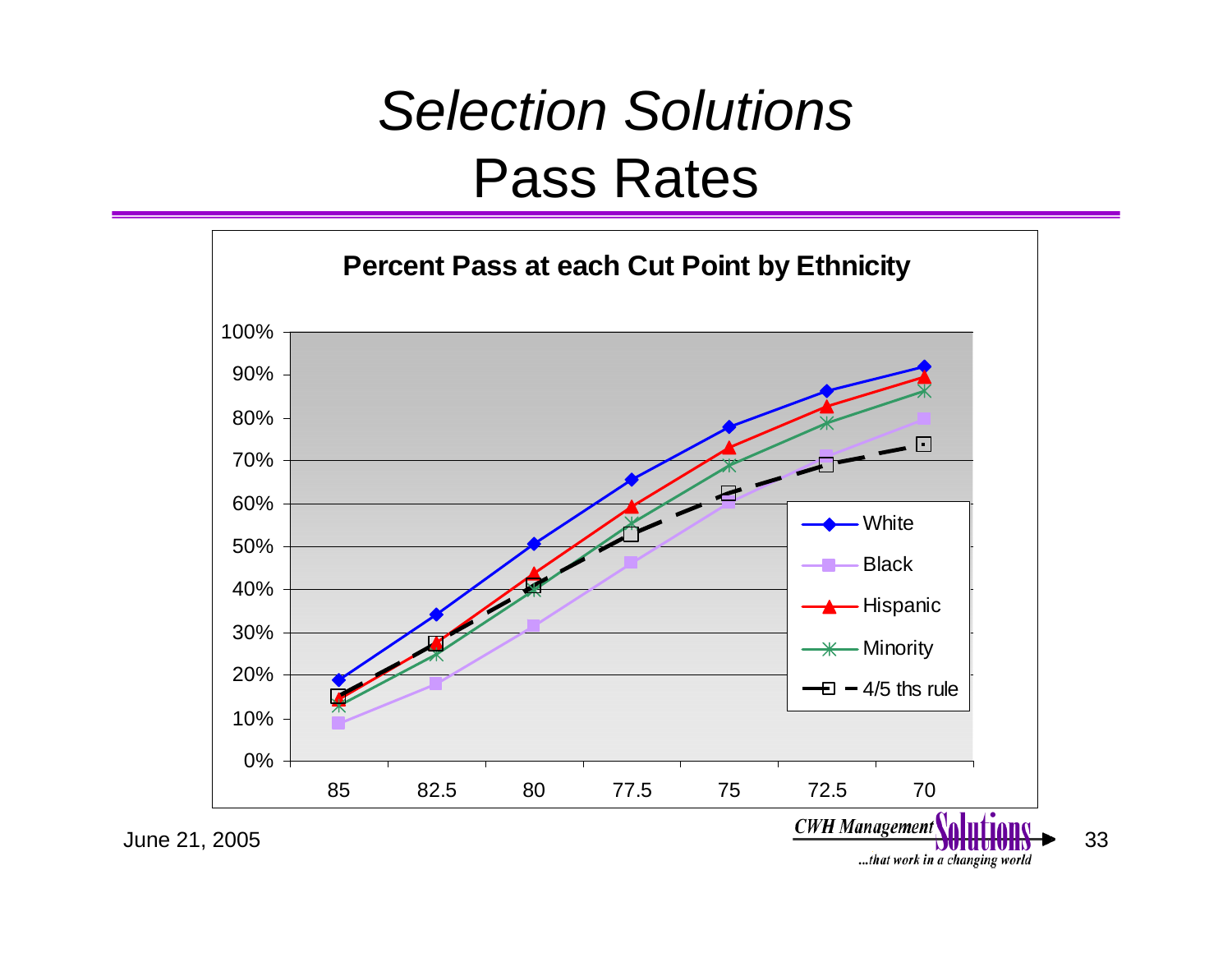# *Selection Solutions*
# Pass Rates

**Percent Pass at each Cut Point by Ethnicity**

Legend: White, Black, Hispanic, Minority, 4/5 ths rule

Y-axis: 0%–100%

X-axis (cut point): 85, 82.5, 80, 77.5, 75, 72.5, 70

June 21, 2005

CWH Management Solutions ...that work in a changing world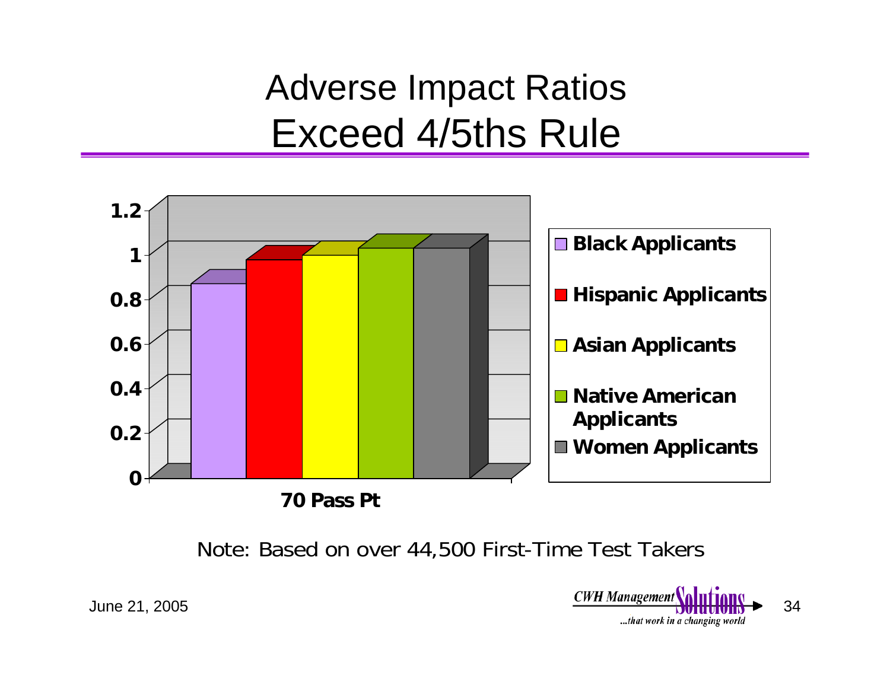# Adverse Impact Ratios Exceed 4/5ths Rule

1.2
1
0.8
0.6
0.4
0.2
0

70 Pass Pt

- Black Applicants
- Hispanic Applicants
- Asian Applicants
- Native American Applicants
- Women Applicants

Note: Based on over 44,500 First-Time Test Takers

June 21, 2005

*CWH Management Solutions ...that work in a changing world*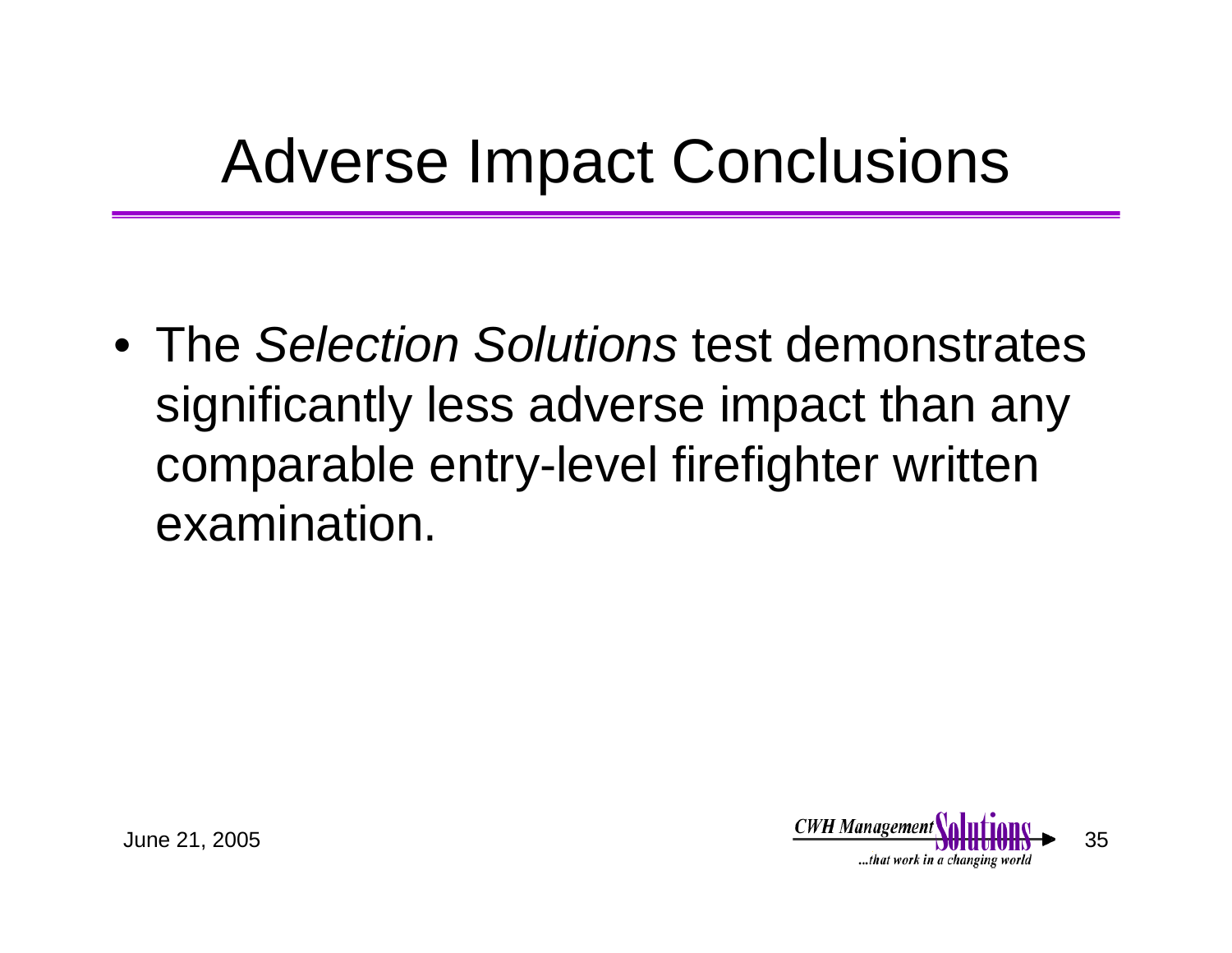# Adverse Impact Conclusions

- The *Selection Solutions* test demonstrates significantly less adverse impact than any comparable entry-level firefighter written examination.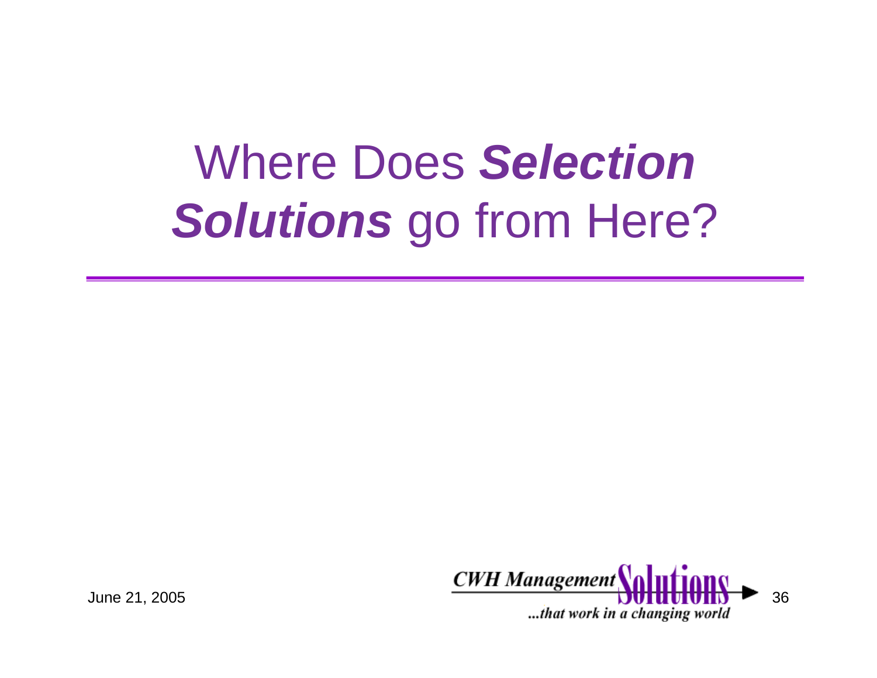# Where Does ***Selection Solutions*** go from Here?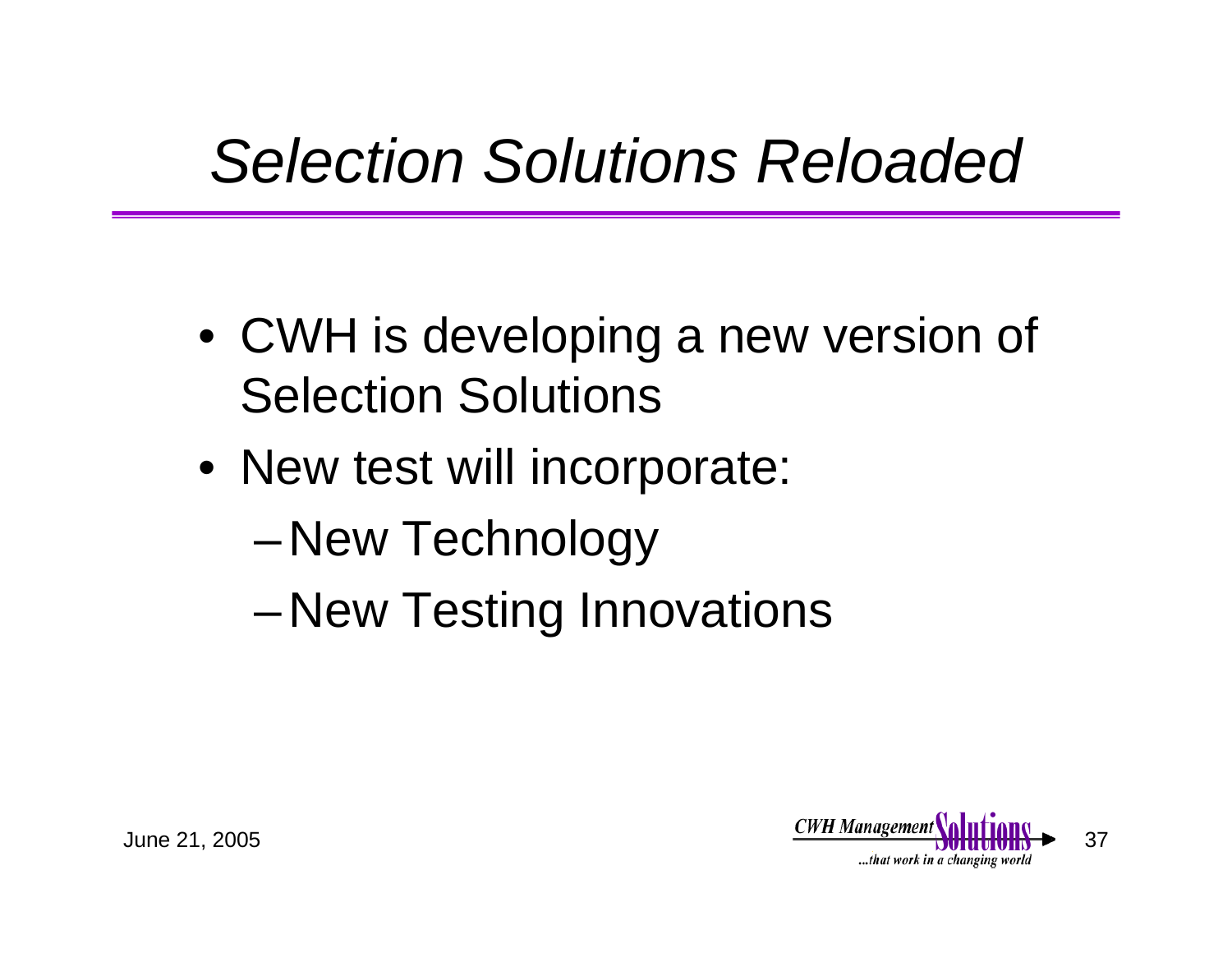# *Selection Solutions Reloaded*

- CWH is developing a new version of Selection Solutions
- New test will incorporate:
  - New Technology
  - New Testing Innovations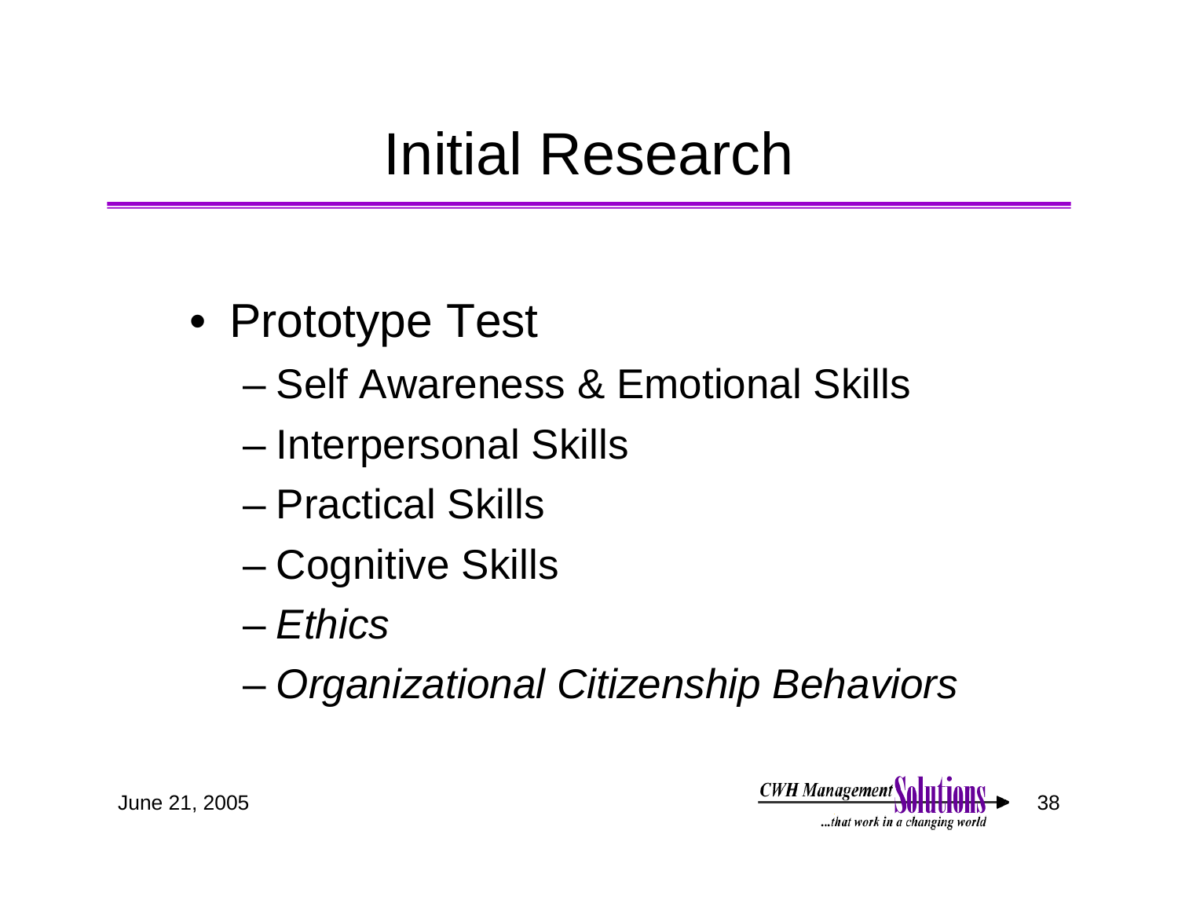# Initial Research

- Prototype Test
  - Self Awareness & Emotional Skills
  - Interpersonal Skills
  - Practical Skills
  - Cognitive Skills
  - *Ethics*
  - *Organizational Citizenship Behaviors*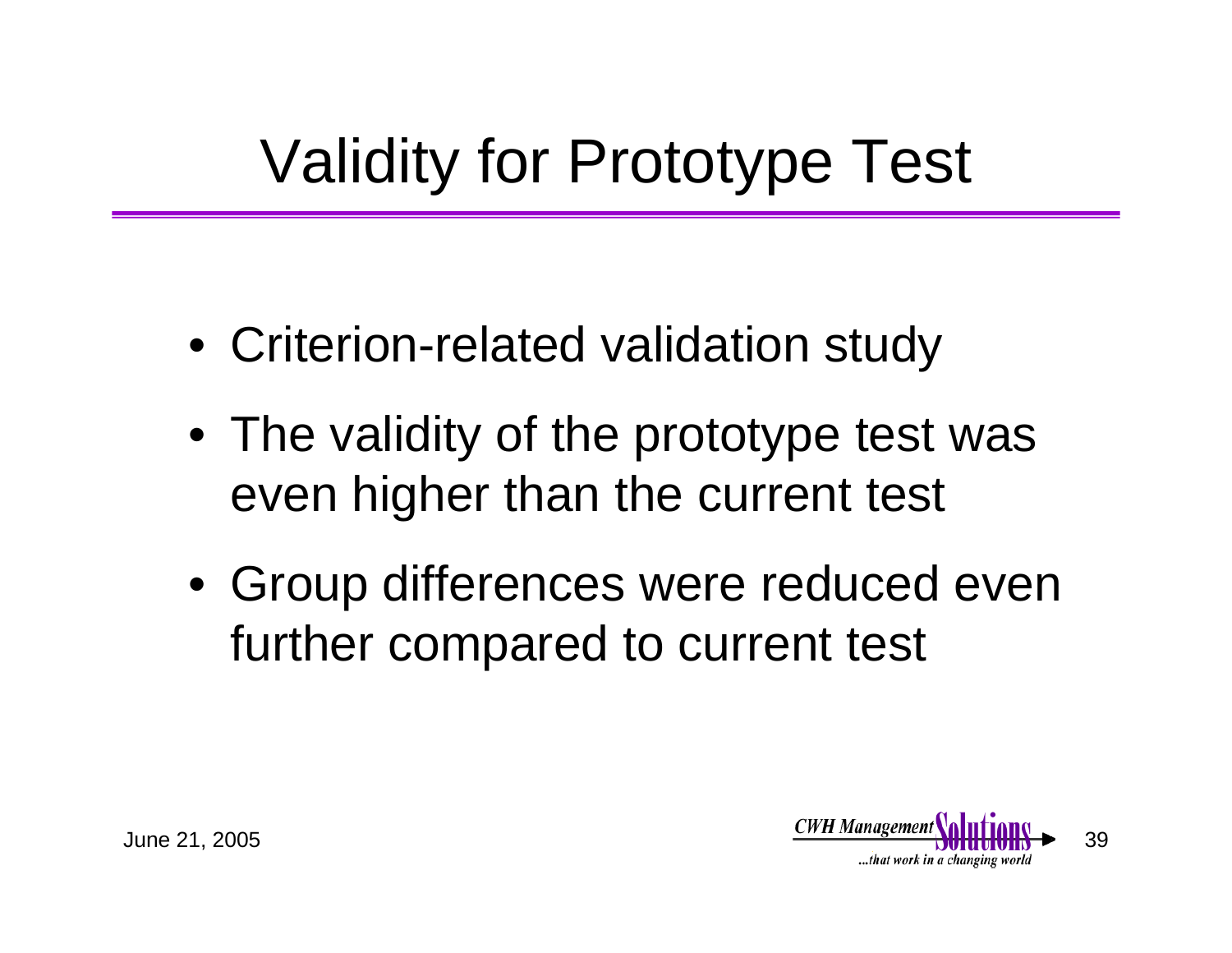# Validity for Prototype Test

- Criterion-related validation study
- The validity of the prototype test was even higher than the current test
- Group differences were reduced even further compared to current test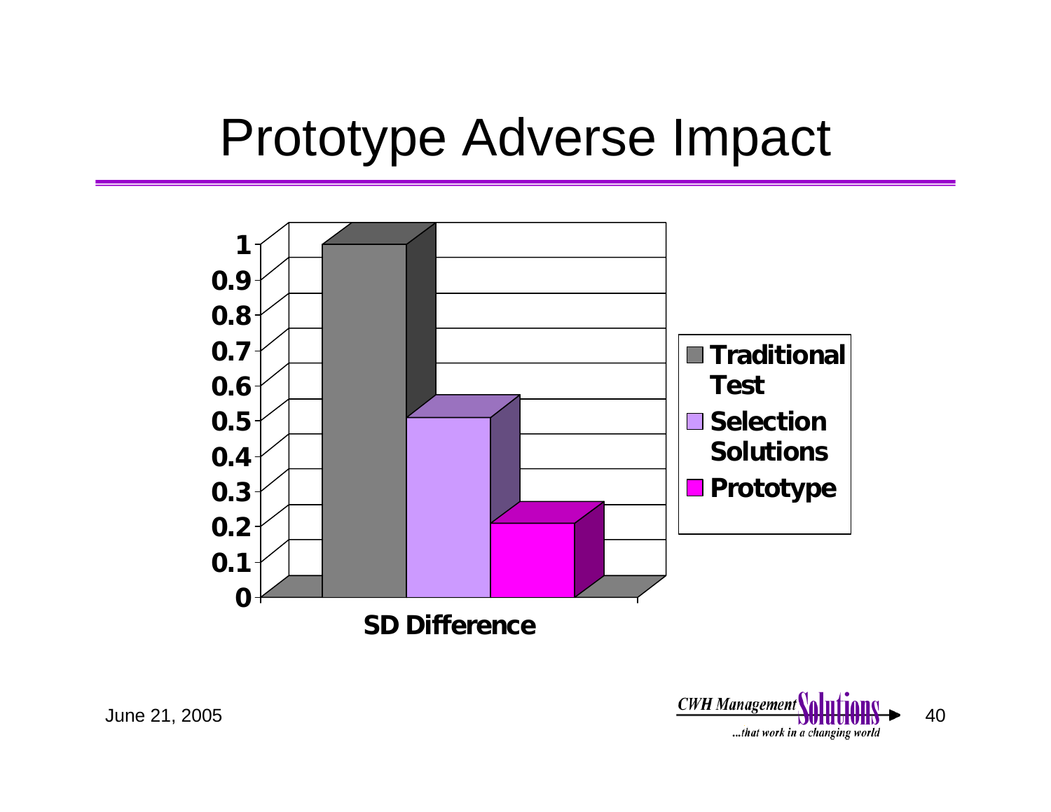# Prototype Adverse Impact

SD Difference

| | SD Difference |
|---|---|
| Traditional Test | ~1 |
| Selection Solutions | ~0.5 |
| Prototype | ~0.2 |

June 21, 2005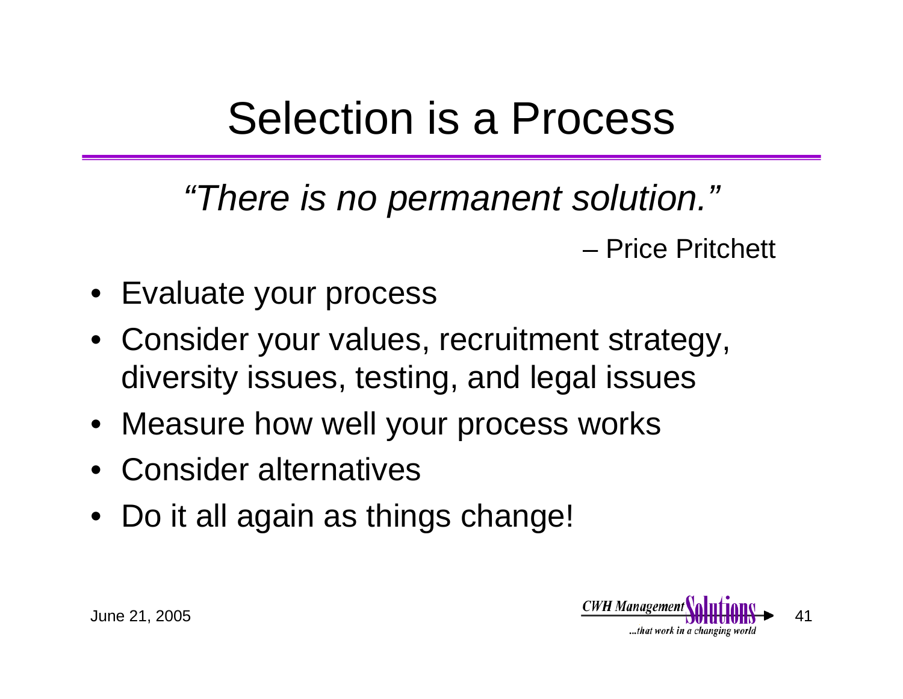# Selection is a Process

*"There is no permanent solution."*

– Price Pritchett

- Evaluate your process
- Consider your values, recruitment strategy, diversity issues, testing, and legal issues
- Measure how well your process works
- Consider alternatives
- Do it all again as things change!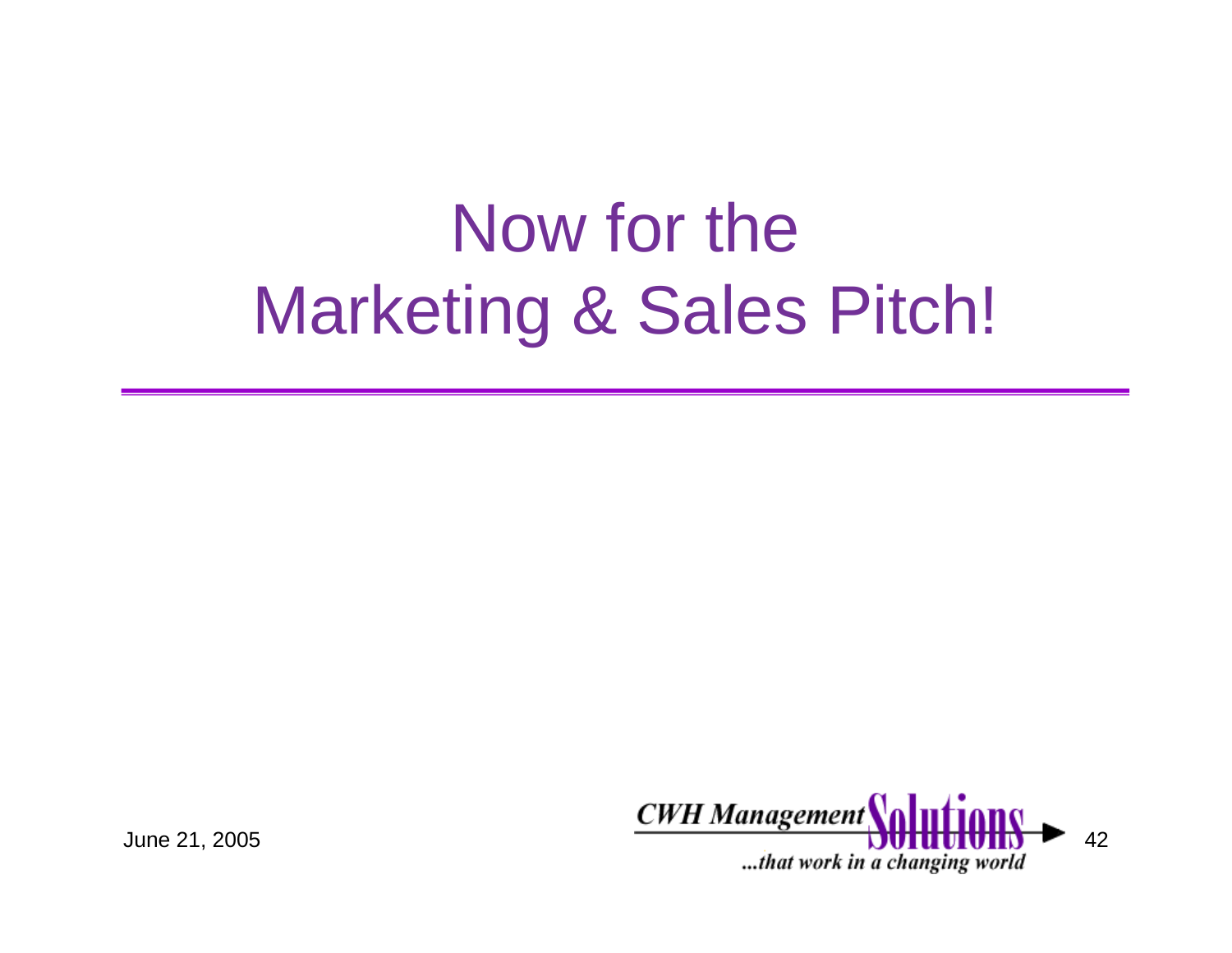# Now for the Marketing & Sales Pitch!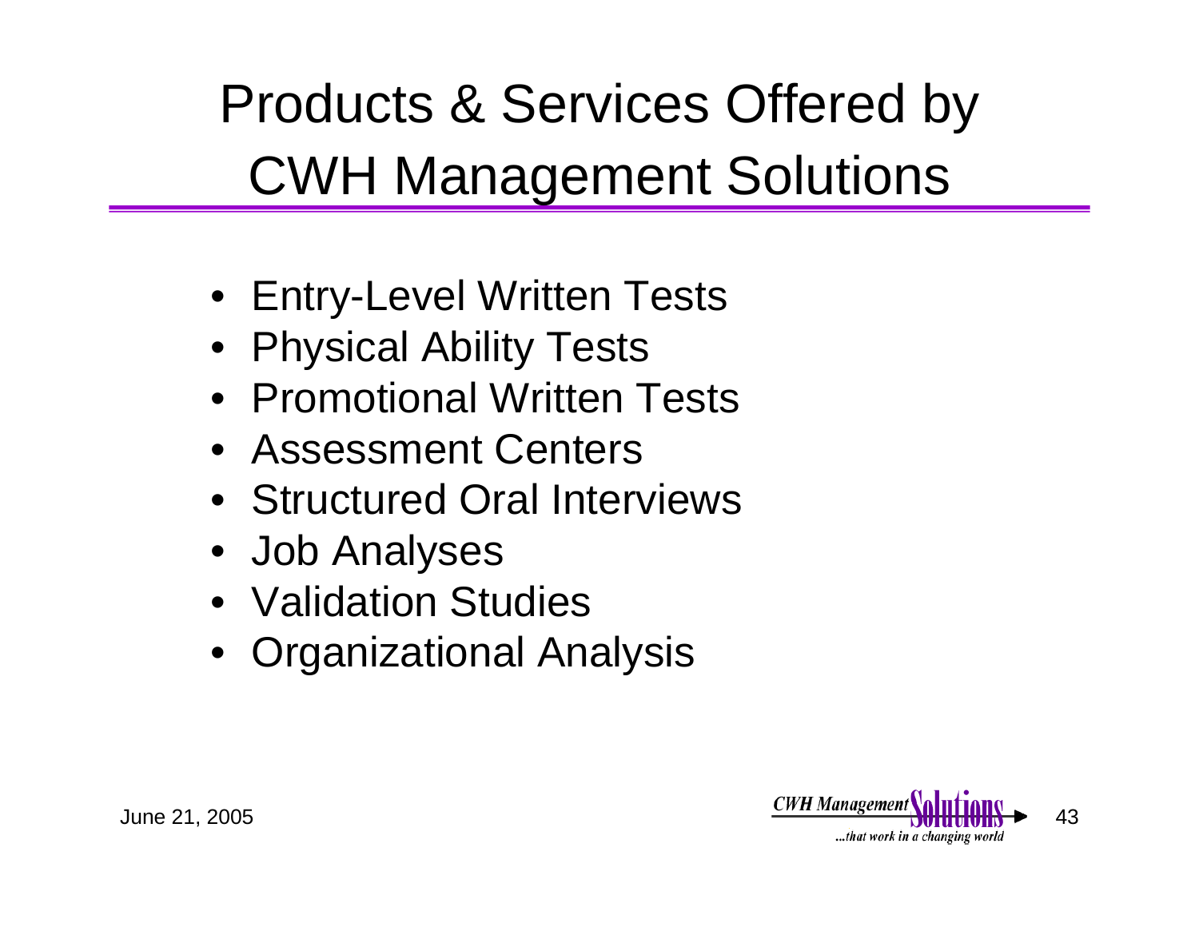# Products & Services Offered by CWH Management Solutions

- Entry-Level Written Tests
- Physical Ability Tests
- Promotional Written Tests
- Assessment Centers
- Structured Oral Interviews
- Job Analyses
- Validation Studies
- Organizational Analysis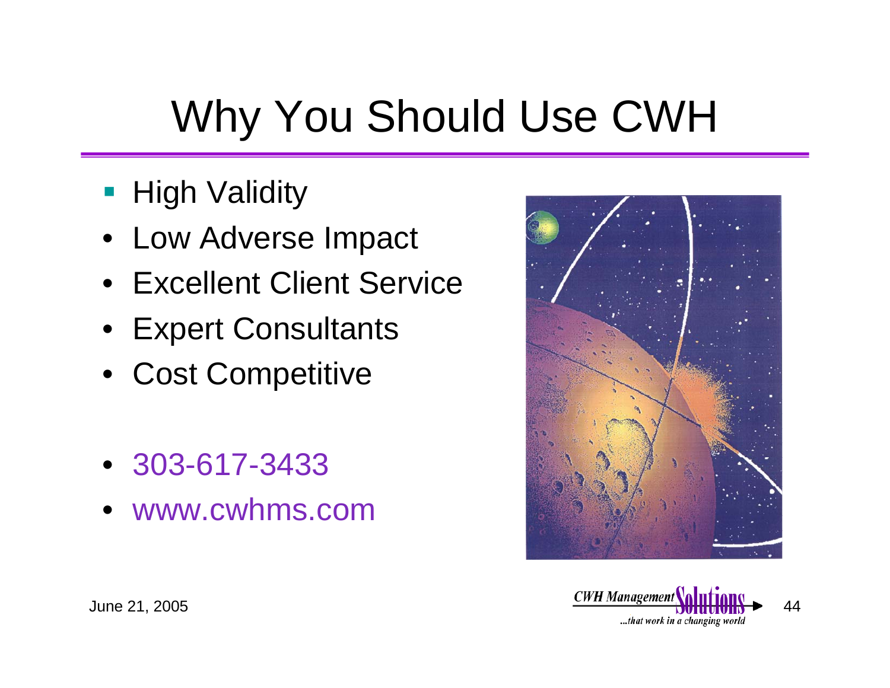# Why You Should Use CWH

- High Validity
- Low Adverse Impact
- Excellent Client Service
- Expert Consultants
- Cost Competitive

- 303-617-3433
- www.cwhms.com